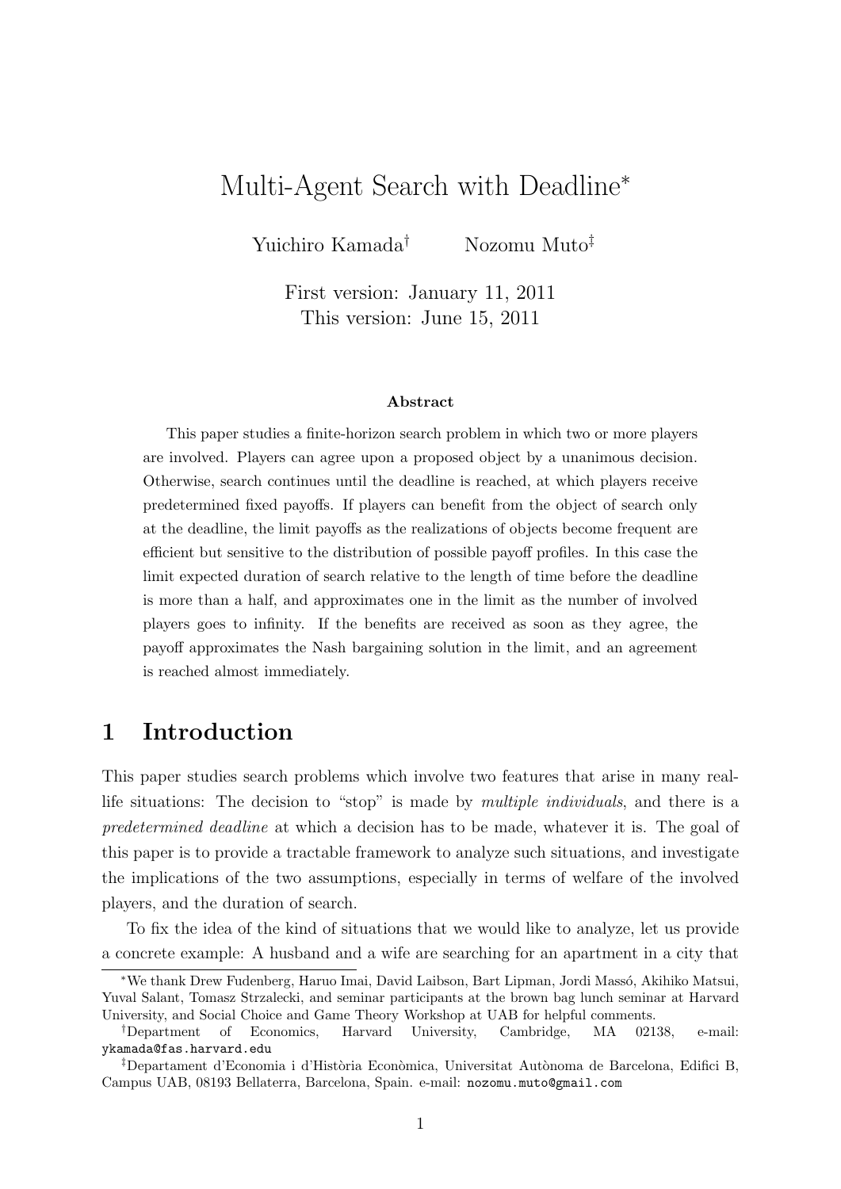# Multi-Agent Search with Deadline*

Yuichiro Kamada[†] Nozomu Muto[‡]

First version: January 11, 2011
This version: June 15, 2011

**Abstract**

This paper studies a finite-horizon search problem in which two or more players are involved. Players can agree upon a proposed object by a unanimous decision. Otherwise, search continues until the deadline is reached, at which players receive predetermined fixed payoffs. If players can benefit from the object of search only at the deadline, the limit payoffs as the realizations of objects become frequent are efficient but sensitive to the distribution of possible payoff profiles. In this case the limit expected duration of search relative to the length of time before the deadline is more than a half, and approximates one in the limit as the number of involved players goes to infinity. If the benefits are received as soon as they agree, the payoff approximates the Nash bargaining solution in the limit, and an agreement is reached almost immediately.

## 1 Introduction

This paper studies search problems which involve two features that arise in many real-life situations: The decision to "stop" is made by *multiple individuals*, and there is a *predetermined deadline* at which a decision has to be made, whatever it is. The goal of this paper is to provide a tractable framework to analyze such situations, and investigate the implications of the two assumptions, especially in terms of welfare of the involved players, and the duration of search.

To fix the idea of the kind of situations that we would like to analyze, let us provide a concrete example: A husband and a wife are searching for an apartment in a city that

---

*We thank Drew Fudenberg, Haruo Imai, David Laibson, Bart Lipman, Jordi Massó, Akihiko Matsui, Yuval Salant, Tomasz Strzalecki, and seminar participants at the brown bag lunch seminar at Harvard University, and Social Choice and Game Theory Workshop at UAB for helpful comments.

[†]Department of Economics, Harvard University, Cambridge, MA 02138, e-mail: ykamada@fas.harvard.edu

[‡]Departament d'Economia i d'Història Econòmica, Universitat Autònoma de Barcelona, Edifici B, Campus UAB, 08193 Bellaterra, Barcelona, Spain. e-mail: nozomu.muto@gmail.com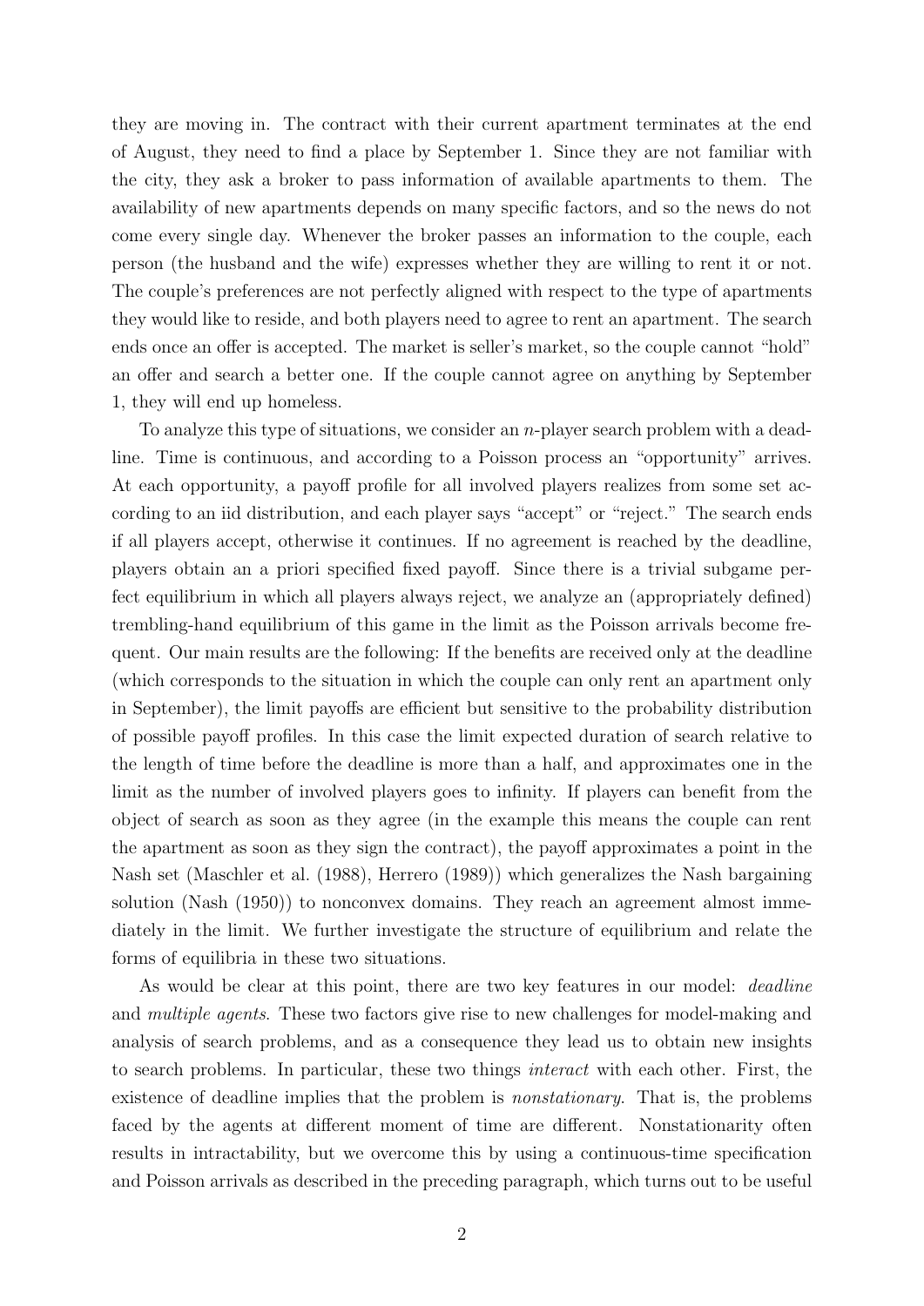they are moving in. The contract with their current apartment terminates at the end of August, they need to find a place by September 1. Since they are not familiar with the city, they ask a broker to pass information of available apartments to them. The availability of new apartments depends on many specific factors, and so the news do not come every single day. Whenever the broker passes an information to the couple, each person (the husband and the wife) expresses whether they are willing to rent it or not. The couple's preferences are not perfectly aligned with respect to the type of apartments they would like to reside, and both players need to agree to rent an apartment. The search ends once an offer is accepted. The market is seller's market, so the couple cannot "hold" an offer and search a better one. If the couple cannot agree on anything by September 1, they will end up homeless.

To analyze this type of situations, we consider an $n$-player search problem with a deadline. Time is continuous, and according to a Poisson process an "opportunity" arrives. At each opportunity, a payoff profile for all involved players realizes from some set according to an iid distribution, and each player says "accept" or "reject." The search ends if all players accept, otherwise it continues. If no agreement is reached by the deadline, players obtain an a priori specified fixed payoff. Since there is a trivial subgame perfect equilibrium in which all players always reject, we analyze an (appropriately defined) trembling-hand equilibrium of this game in the limit as the Poisson arrivals become frequent. Our main results are the following: If the benefits are received only at the deadline (which corresponds to the situation in which the couple can only rent an apartment only in September), the limit payoffs are efficient but sensitive to the probability distribution of possible payoff profiles. In this case the limit expected duration of search relative to the length of time before the deadline is more than a half, and approximates one in the limit as the number of involved players goes to infinity. If players can benefit from the object of search as soon as they agree (in the example this means the couple can rent the apartment as soon as they sign the contract), the payoff approximates a point in the Nash set (Maschler et al. (1988), Herrero (1989)) which generalizes the Nash bargaining solution (Nash (1950)) to nonconvex domains. They reach an agreement almost immediately in the limit. We further investigate the structure of equilibrium and relate the forms of equilibria in these two situations.

As would be clear at this point, there are two key features in our model: *deadline* and *multiple agents*. These two factors give rise to new challenges for model-making and analysis of search problems, and as a consequence they lead us to obtain new insights to search problems. In particular, these two things *interact* with each other. First, the existence of deadline implies that the problem is *nonstationary*. That is, the problems faced by the agents at different moment of time are different. Nonstationarity often results in intractability, but we overcome this by using a continuous-time specification and Poisson arrivals as described in the preceding paragraph, which turns out to be useful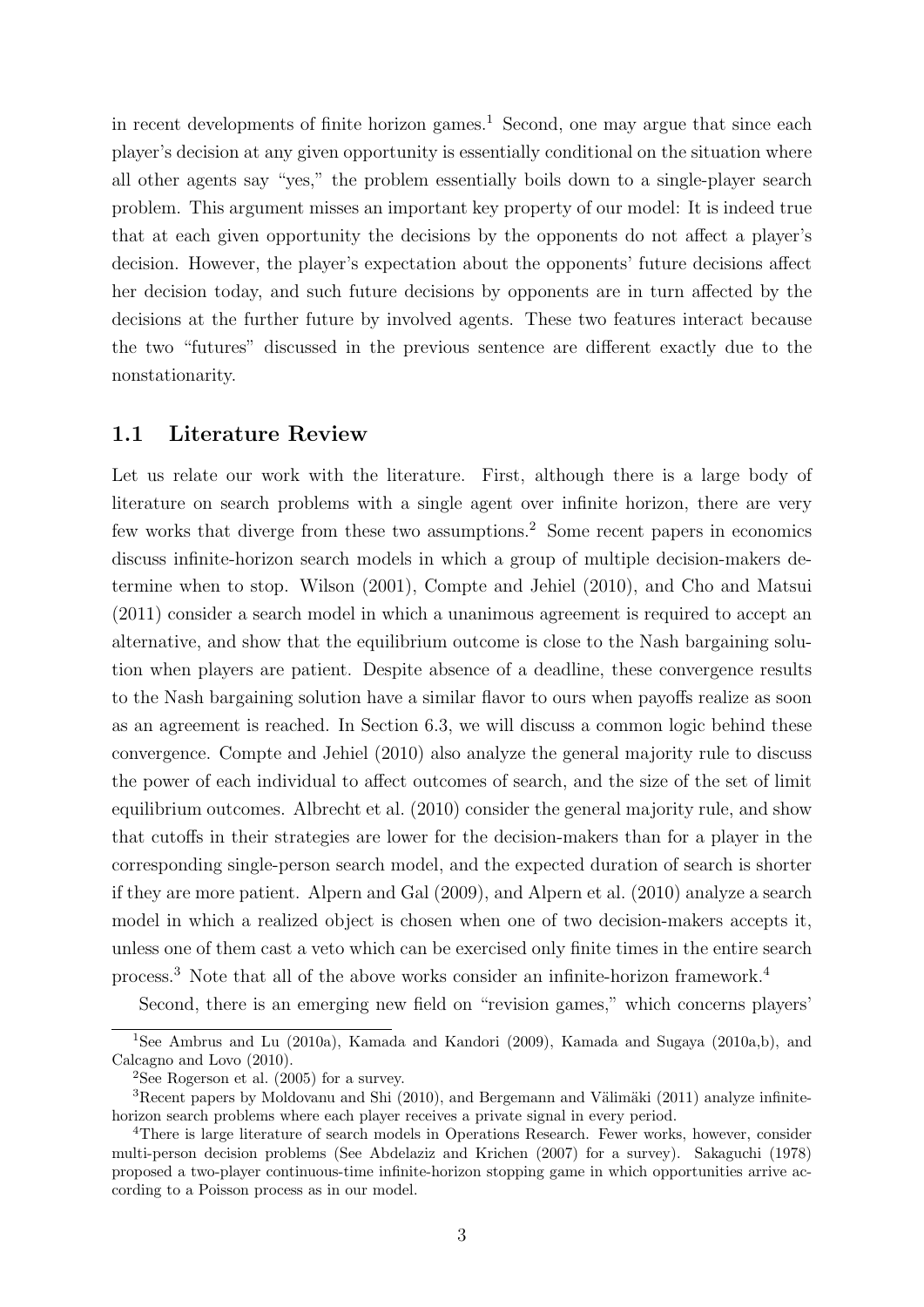in recent developments of finite horizon games.[1] Second, one may argue that since each player's decision at any given opportunity is essentially conditional on the situation where all other agents say "yes," the problem essentially boils down to a single-player search problem. This argument misses an important key property of our model: It is indeed true that at each given opportunity the decisions by the opponents do not affect a player's decision. However, the player's expectation about the opponents' future decisions affect her decision today, and such future decisions by opponents are in turn affected by the decisions at the further future by involved agents. These two features interact because the two "futures" discussed in the previous sentence are different exactly due to the nonstationarity.

## 1.1 Literature Review

Let us relate our work with the literature. First, although there is a large body of literature on search problems with a single agent over infinite horizon, there are very few works that diverge from these two assumptions.[2] Some recent papers in economics discuss infinite-horizon search models in which a group of multiple decision-makers determine when to stop. Wilson (2001), Compte and Jehiel (2010), and Cho and Matsui (2011) consider a search model in which a unanimous agreement is required to accept an alternative, and show that the equilibrium outcome is close to the Nash bargaining solution when players are patient. Despite absence of a deadline, these convergence results to the Nash bargaining solution have a similar flavor to ours when payoffs realize as soon as an agreement is reached. In Section 6.3, we will discuss a common logic behind these convergence. Compte and Jehiel (2010) also analyze the general majority rule to discuss the power of each individual to affect outcomes of search, and the size of the set of limit equilibrium outcomes. Albrecht et al. (2010) consider the general majority rule, and show that cutoffs in their strategies are lower for the decision-makers than for a player in the corresponding single-person search model, and the expected duration of search is shorter if they are more patient. Alpern and Gal (2009), and Alpern et al. (2010) analyze a search model in which a realized object is chosen when one of two decision-makers accepts it, unless one of them cast a veto which can be exercised only finite times in the entire search process.[3] Note that all of the above works consider an infinite-horizon framework.[4]

Second, there is an emerging new field on "revision games," which concerns players'

[1] See Ambrus and Lu (2010a), Kamada and Kandori (2009), Kamada and Sugaya (2010a,b), and Calcagno and Lovo (2010).

[2] See Rogerson et al. (2005) for a survey.

[3] Recent papers by Moldovanu and Shi (2010), and Bergemann and Välimäki (2011) analyze infinite-horizon search problems where each player receives a private signal in every period.

[4] There is large literature of search models in Operations Research. Fewer works, however, consider multi-person decision problems (See Abdelaziz and Krichen (2007) for a survey). Sakaguchi (1978) proposed a two-player continuous-time infinite-horizon stopping game in which opportunities arrive according to a Poisson process as in our model.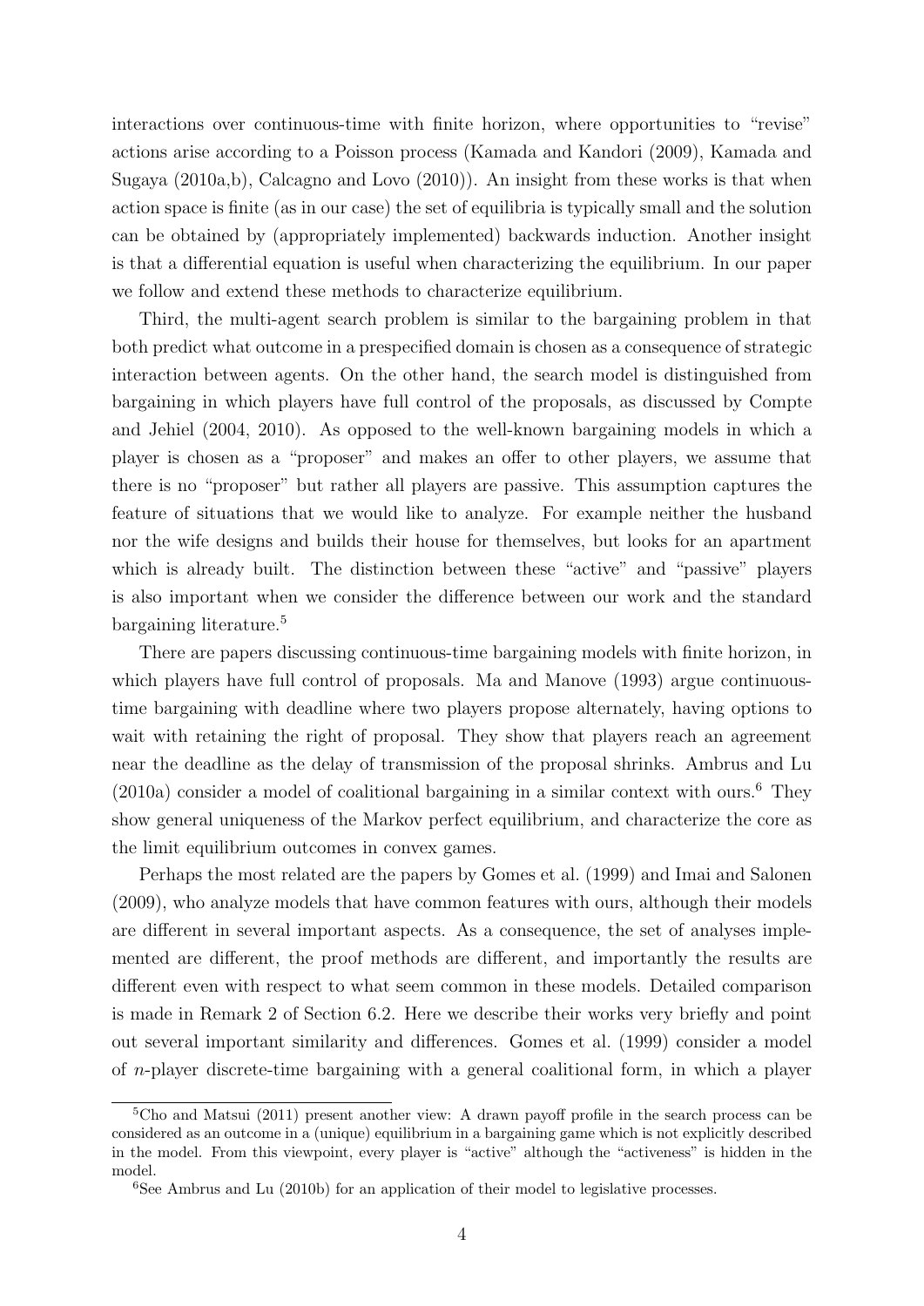interactions over continuous-time with finite horizon, where opportunities to "revise" actions arise according to a Poisson process (Kamada and Kandori (2009), Kamada and Sugaya (2010a,b), Calcagno and Lovo (2010)). An insight from these works is that when action space is finite (as in our case) the set of equilibria is typically small and the solution can be obtained by (appropriately implemented) backwards induction. Another insight is that a differential equation is useful when characterizing the equilibrium. In our paper we follow and extend these methods to characterize equilibrium.

Third, the multi-agent search problem is similar to the bargaining problem in that both predict what outcome in a prespecified domain is chosen as a consequence of strategic interaction between agents. On the other hand, the search model is distinguished from bargaining in which players have full control of the proposals, as discussed by Compte and Jehiel (2004, 2010). As opposed to the well-known bargaining models in which a player is chosen as a "proposer" and makes an offer to other players, we assume that there is no "proposer" but rather all players are passive. This assumption captures the feature of situations that we would like to analyze. For example neither the husband nor the wife designs and builds their house for themselves, but looks for an apartment which is already built. The distinction between these "active" and "passive" players is also important when we consider the difference between our work and the standard bargaining literature.[5]

There are papers discussing continuous-time bargaining models with finite horizon, in which players have full control of proposals. Ma and Manove (1993) argue continuous-time bargaining with deadline where two players propose alternately, having options to wait with retaining the right of proposal. They show that players reach an agreement near the deadline as the delay of transmission of the proposal shrinks. Ambrus and Lu (2010a) consider a model of coalitional bargaining in a similar context with ours.[6] They show general uniqueness of the Markov perfect equilibrium, and characterize the core as the limit equilibrium outcomes in convex games.

Perhaps the most related are the papers by Gomes et al. (1999) and Imai and Salonen (2009), who analyze models that have common features with ours, although their models are different in several important aspects. As a consequence, the set of analyses implemented are different, the proof methods are different, and importantly the results are different even with respect to what seem common in these models. Detailed comparison is made in Remark 2 of Section 6.2. Here we describe their works very briefly and point out several important similarity and differences. Gomes et al. (1999) consider a model of $n$-player discrete-time bargaining with a general coalitional form, in which a player

[5] Cho and Matsui (2011) present another view: A drawn payoff profile in the search process can be considered as an outcome in a (unique) equilibrium in a bargaining game which is not explicitly described in the model. From this viewpoint, every player is "active" although the "activeness" is hidden in the model.

[6] See Ambrus and Lu (2010b) for an application of their model to legislative processes.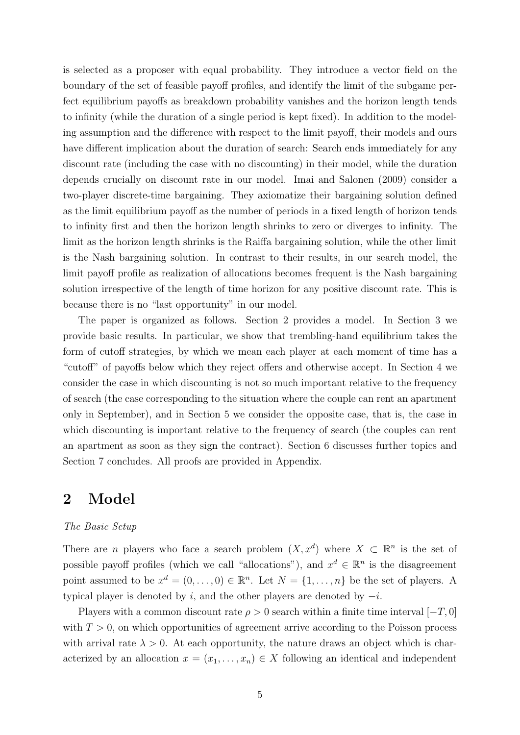is selected as a proposer with equal probability. They introduce a vector field on the boundary of the set of feasible payoff profiles, and identify the limit of the subgame perfect equilibrium payoffs as breakdown probability vanishes and the horizon length tends to infinity (while the duration of a single period is kept fixed). In addition to the modeling assumption and the difference with respect to the limit payoff, their models and ours have different implication about the duration of search: Search ends immediately for any discount rate (including the case with no discounting) in their model, while the duration depends crucially on discount rate in our model. Imai and Salonen (2009) consider a two-player discrete-time bargaining. They axiomatize their bargaining solution defined as the limit equilibrium payoff as the number of periods in a fixed length of horizon tends to infinity first and then the horizon length shrinks to zero or diverges to infinity. The limit as the horizon length shrinks is the Raiffa bargaining solution, while the other limit is the Nash bargaining solution. In contrast to their results, in our search model, the limit payoff profile as realization of allocations becomes frequent is the Nash bargaining solution irrespective of the length of time horizon for any positive discount rate. This is because there is no "last opportunity" in our model.

The paper is organized as follows. Section 2 provides a model. In Section 3 we provide basic results. In particular, we show that trembling-hand equilibrium takes the form of cutoff strategies, by which we mean each player at each moment of time has a "cutoff" of payoffs below which they reject offers and otherwise accept. In Section 4 we consider the case in which discounting is not so much important relative to the frequency of search (the case corresponding to the situation where the couple can rent an apartment only in September), and in Section 5 we consider the opposite case, that is, the case in which discounting is important relative to the frequency of search (the couples can rent an apartment as soon as they sign the contract). Section 6 discusses further topics and Section 7 concludes. All proofs are provided in Appendix.

## 2 Model

*The Basic Setup*

There are $n$ players who face a search problem $(X, x^d)$ where $X \subset \mathbb{R}^n$ is the set of possible payoff profiles (which we call "allocations"), and $x^d \in \mathbb{R}^n$ is the disagreement point assumed to be $x^d = (0, \ldots, 0) \in \mathbb{R}^n$. Let $N = \{1, \ldots, n\}$ be the set of players. A typical player is denoted by $i$, and the other players are denoted by $-i$.

Players with a common discount rate $\rho > 0$ search within a finite time interval $[-T, 0]$ with $T > 0$, on which opportunities of agreement arrive according to the Poisson process with arrival rate $\lambda > 0$. At each opportunity, the nature draws an object which is characterized by an allocation $x = (x_1, \ldots, x_n) \in X$ following an identical and independent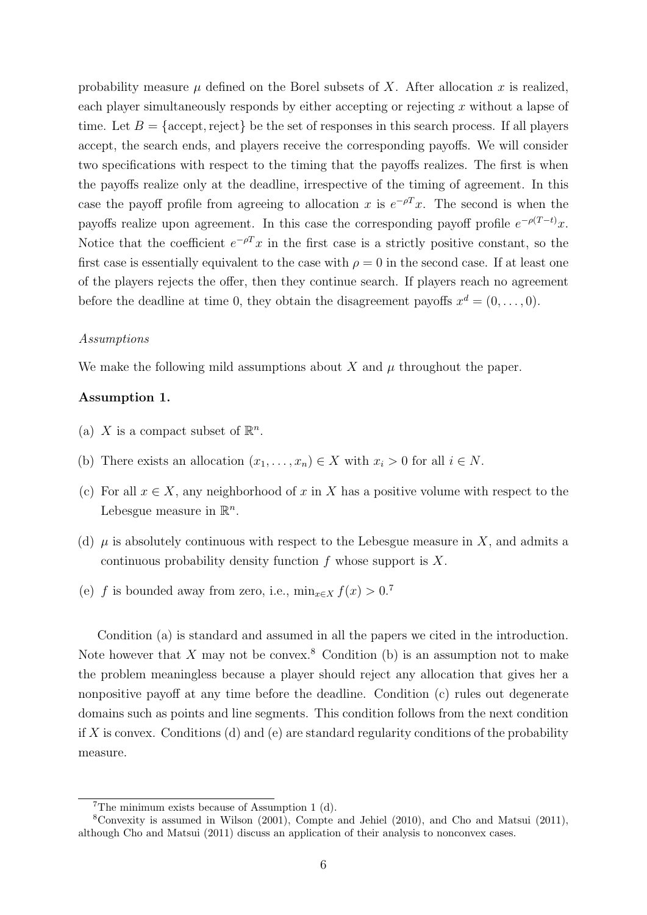probability measure $\mu$ defined on the Borel subsets of $X$. After allocation $x$ is realized, each player simultaneously responds by either accepting or rejecting $x$ without a lapse of time. Let $B = \{\text{accept}, \text{reject}\}$ be the set of responses in this search process. If all players accept, the search ends, and players receive the corresponding payoffs. We will consider two specifications with respect to the timing that the payoffs realizes. The first is when the payoffs realize only at the deadline, irrespective of the timing of agreement. In this case the payoff profile from agreeing to allocation $x$ is $e^{-\rho T}x$. The second is when the payoffs realize upon agreement. In this case the corresponding payoff profile $e^{-\rho(T-t)}x$. Notice that the coefficient $e^{-\rho T}x$ in the first case is a strictly positive constant, so the first case is essentially equivalent to the case with $\rho = 0$ in the second case. If at least one of the players rejects the offer, then they continue search. If players reach no agreement before the deadline at time 0, they obtain the disagreement payoffs $x^d = (0, \ldots, 0)$.

*Assumptions*

We make the following mild assumptions about $X$ and $\mu$ throughout the paper.

**Assumption 1.**

(a) $X$ is a compact subset of $\mathbb{R}^n$.

(b) There exists an allocation $(x_1, \ldots, x_n) \in X$ with $x_i > 0$ for all $i \in N$.

(c) For all $x \in X$, any neighborhood of $x$ in $X$ has a positive volume with respect to the Lebesgue measure in $\mathbb{R}^n$.

(d) $\mu$ is absolutely continuous with respect to the Lebesgue measure in $X$, and admits a continuous probability density function $f$ whose support is $X$.

(e) $f$ is bounded away from zero, i.e., $\min_{x \in X} f(x) > 0$.[7]

Condition (a) is standard and assumed in all the papers we cited in the introduction. Note however that $X$ may not be convex.[8] Condition (b) is an assumption not to make the problem meaningless because a player should reject any allocation that gives her a nonpositive payoff at any time before the deadline. Condition (c) rules out degenerate domains such as points and line segments. This condition follows from the next condition if $X$ is convex. Conditions (d) and (e) are standard regularity conditions of the probability measure.

[7] The minimum exists because of Assumption 1 (d).

[8] Convexity is assumed in Wilson (2001), Compte and Jehiel (2010), and Cho and Matsui (2011), although Cho and Matsui (2011) discuss an application of their analysis to nonconvex cases.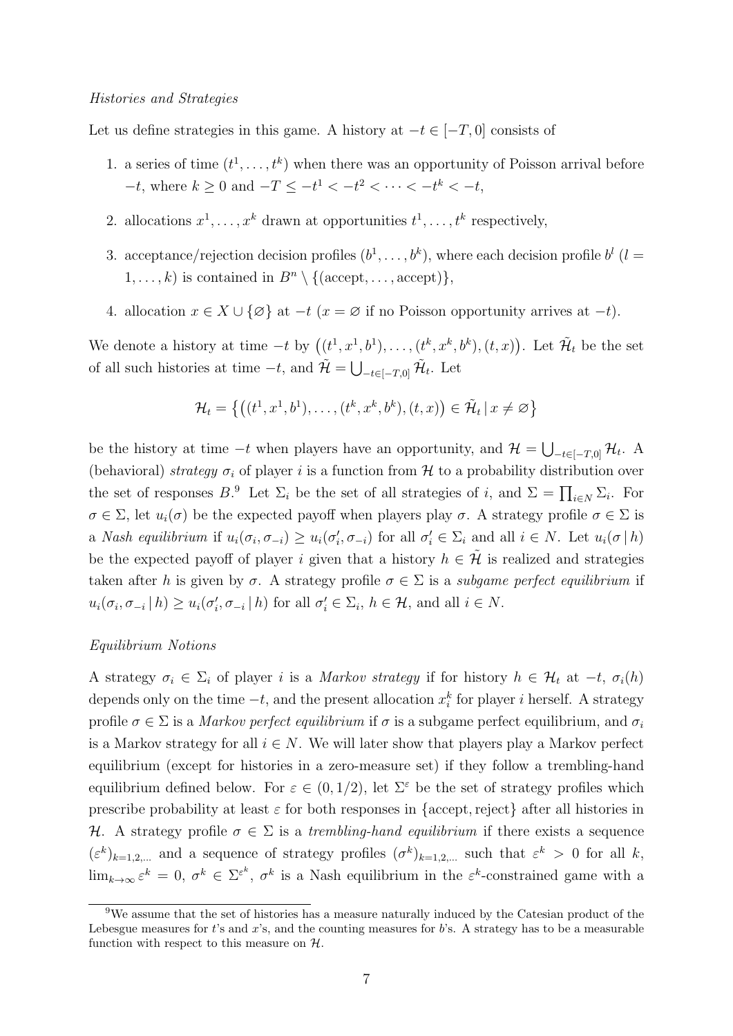*Histories and Strategies*

Let us define strategies in this game. A history at $-t \in [-T, 0]$ consists of

1. a series of time $(t^1, \ldots, t^k)$ when there was an opportunity of Poisson arrival before $-t$, where $k \geq 0$ and $-T \leq -t^1 < -t^2 < \cdots < -t^k < -t$,
2. allocations $x^1, \ldots, x^k$ drawn at opportunities $t^1, \ldots, t^k$ respectively,
3. acceptance/rejection decision profiles $(b^1, \ldots, b^k)$, where each decision profile $b^l$ ($l = 1, \ldots, k$) is contained in $B^n \setminus \{(\text{accept}, \ldots, \text{accept})\}$,
4. allocation $x \in X \cup \{\varnothing\}$ at $-t$ ($x = \varnothing$ if no Poisson opportunity arrives at $-t$).

We denote a history at time $-t$ by $\big((t^1, x^1, b^1), \ldots, (t^k, x^k, b^k), (t, x)\big)$. Let $\tilde{\mathcal{H}}_t$ be the set of all such histories at time $-t$, and $\tilde{\mathcal{H}} = \bigcup_{-t \in [-T,0]} \tilde{\mathcal{H}}_t$. Let

$$\mathcal{H}_t = \left\{ \big((t^1, x^1, b^1), \ldots, (t^k, x^k, b^k), (t, x)\big) \in \tilde{\mathcal{H}}_t \,|\, x \neq \varnothing \right\}$$

be the history at time $-t$ when players have an opportunity, and $\mathcal{H} = \bigcup_{-t \in [-T,0]} \mathcal{H}_t$. A (behavioral) *strategy* $\sigma_i$ of player $i$ is a function from $\mathcal{H}$ to a probability distribution over the set of responses $B$.[9] Let $\Sigma_i$ be the set of all strategies of $i$, and $\Sigma = \prod_{i \in N} \Sigma_i$. For $\sigma \in \Sigma$, let $u_i(\sigma)$ be the expected payoff when players play $\sigma$. A strategy profile $\sigma \in \Sigma$ is a *Nash equilibrium* if $u_i(\sigma_i, \sigma_{-i}) \geq u_i(\sigma_i', \sigma_{-i})$ for all $\sigma_i' \in \Sigma_i$ and all $i \in N$. Let $u_i(\sigma \,|\, h)$ be the expected payoff of player $i$ given that a history $h \in \tilde{\mathcal{H}}$ is realized and strategies taken after $h$ is given by $\sigma$. A strategy profile $\sigma \in \Sigma$ is a *subgame perfect equilibrium* if $u_i(\sigma_i, \sigma_{-i} \,|\, h) \geq u_i(\sigma_i', \sigma_{-i} \,|\, h)$ for all $\sigma_i' \in \Sigma_i$, $h \in \mathcal{H}$, and all $i \in N$.

*Equilibrium Notions*

A strategy $\sigma_i \in \Sigma_i$ of player $i$ is a *Markov strategy* if for history $h \in \mathcal{H}_t$ at $-t$, $\sigma_i(h)$ depends only on the time $-t$, and the present allocation $x_i^k$ for player $i$ herself. A strategy profile $\sigma \in \Sigma$ is a *Markov perfect equilibrium* if $\sigma$ is a subgame perfect equilibrium, and $\sigma_i$ is a Markov strategy for all $i \in N$. We will later show that players play a Markov perfect equilibrium (except for histories in a zero-measure set) if they follow a trembling-hand equilibrium defined below. For $\varepsilon \in (0, 1/2)$, let $\Sigma^\varepsilon$ be the set of strategy profiles which prescribe probability at least $\varepsilon$ for both responses in $\{\text{accept}, \text{reject}\}$ after all histories in $\mathcal{H}$. A strategy profile $\sigma \in \Sigma$ is a *trembling-hand equilibrium* if there exists a sequence $(\varepsilon^k)_{k=1,2,\ldots}$ and a sequence of strategy profiles $(\sigma^k)_{k=1,2,\ldots}$ such that $\varepsilon^k > 0$ for all $k$, $\lim_{k \to \infty} \varepsilon^k = 0$, $\sigma^k \in \Sigma^{\varepsilon^k}$, $\sigma^k$ is a Nash equilibrium in the $\varepsilon^k$-constrained game with a

[9] We assume that the set of histories has a measure naturally induced by the Catesian product of the Lebesgue measures for $t$'s and $x$'s, and the counting measures for $b$'s. A strategy has to be a measurable function with respect to this measure on $\mathcal{H}$.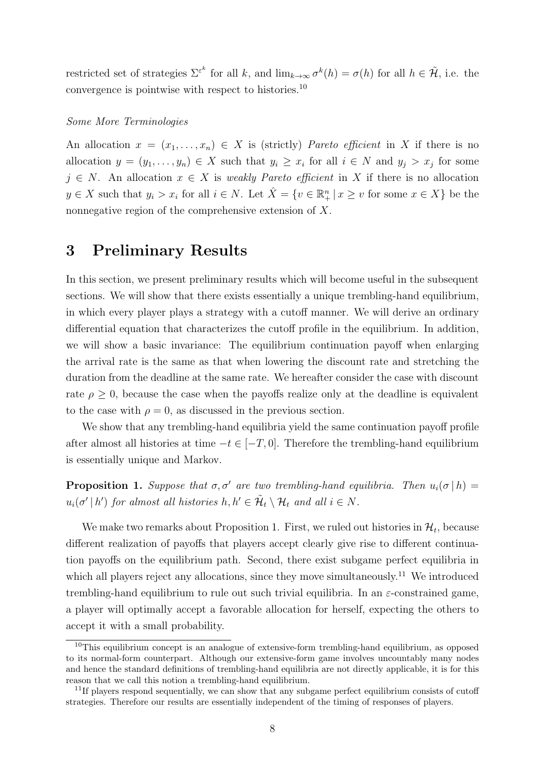restricted set of strategies $\Sigma^{\varepsilon^k}$ for all $k$, and $\lim_{k\to\infty} \sigma^k(h) = \sigma(h)$ for all $h \in \tilde{\mathcal{H}}$, i.e. the convergence is pointwise with respect to histories.[10]

*Some More Terminologies*

An allocation $x = (x_1, \ldots, x_n) \in X$ is (strictly) *Pareto efficient* in $X$ if there is no allocation $y = (y_1, \ldots, y_n) \in X$ such that $y_i \geq x_i$ for all $i \in N$ and $y_j > x_j$ for some $j \in N$. An allocation $x \in X$ is *weakly Pareto efficient* in $X$ if there is no allocation $y \in X$ such that $y_i > x_i$ for all $i \in N$. Let $\hat{X} = \{v \in \mathbb{R}^n_+ \,|\, x \geq v \text{ for some } x \in X\}$ be the nonnegative region of the comprehensive extension of $X$.

# 3 Preliminary Results

In this section, we present preliminary results which will become useful in the subsequent sections. We will show that there exists essentially a unique trembling-hand equilibrium, in which every player plays a strategy with a cutoff manner. We will derive an ordinary differential equation that characterizes the cutoff profile in the equilibrium. In addition, we will show a basic invariance: The equilibrium continuation payoff when enlarging the arrival rate is the same as that when lowering the discount rate and stretching the duration from the deadline at the same rate. We hereafter consider the case with discount rate $\rho \geq 0$, because the case when the payoffs realize only at the deadline is equivalent to the case with $\rho = 0$, as discussed in the previous section.

We show that any trembling-hand equilibria yield the same continuation payoff profile after almost all histories at time $-t \in [-T, 0]$. Therefore the trembling-hand equilibrium is essentially unique and Markov.

**Proposition 1.** *Suppose that $\sigma, \sigma'$ are two trembling-hand equilibria. Then $u_i(\sigma \,|\, h) = u_i(\sigma' \,|\, h')$ for almost all histories $h, h' \in \tilde{\mathcal{H}}_t \setminus \mathcal{H}_t$ and all $i \in N$.*

We make two remarks about Proposition 1. First, we ruled out histories in $\mathcal{H}_t$, because different realization of payoffs that players accept clearly give rise to different continuation payoffs on the equilibrium path. Second, there exist subgame perfect equilibria in which all players reject any allocations, since they move simultaneously.[11] We introduced trembling-hand equilibrium to rule out such trivial equilibria. In an $\varepsilon$-constrained game, a player will optimally accept a favorable allocation for herself, expecting the others to accept it with a small probability.

---

[10] This equilibrium concept is an analogue of extensive-form trembling-hand equilibrium, as opposed to its normal-form counterpart. Although our extensive-form game involves uncountably many nodes and hence the standard definitions of trembling-hand equilibria are not directly applicable, it is for this reason that we call this notion a trembling-hand equilibrium.

[11] If players respond sequentially, we can show that any subgame perfect equilibrium consists of cutoff strategies. Therefore our results are essentially independent of the timing of responses of players.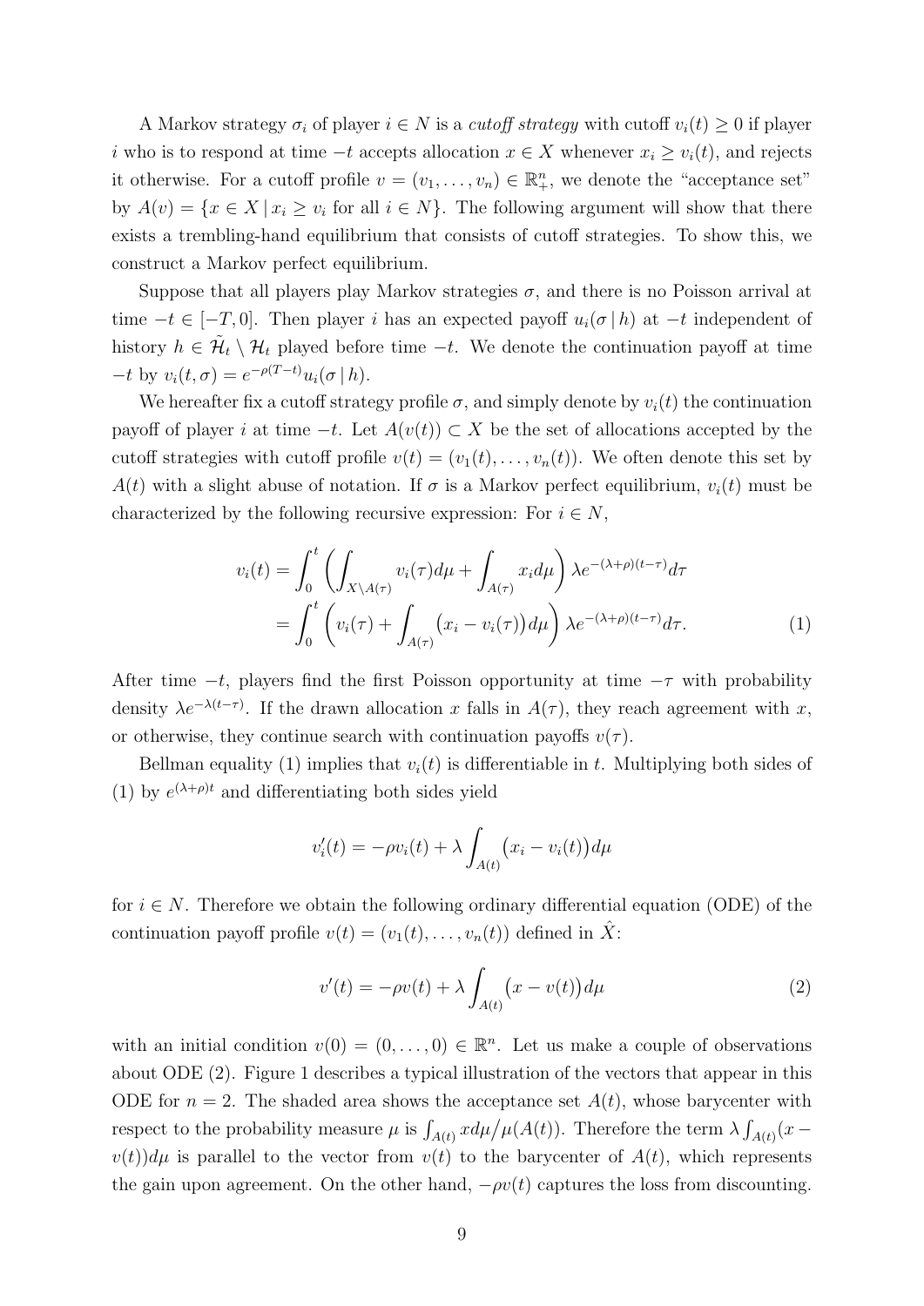A Markov strategy $\sigma_i$ of player $i \in N$ is a *cutoff strategy* with cutoff $v_i(t) \geq 0$ if player $i$ who is to respond at time $-t$ accepts allocation $x \in X$ whenever $x_i \geq v_i(t)$, and rejects it otherwise. For a cutoff profile $v = (v_1, \ldots, v_n) \in \mathbb{R}^n_+$, we denote the "acceptance set" by $A(v) = \{x \in X \,|\, x_i \geq v_i \text{ for all } i \in N\}$. The following argument will show that there exists a trembling-hand equilibrium that consists of cutoff strategies. To show this, we construct a Markov perfect equilibrium.

Suppose that all players play Markov strategies $\sigma$, and there is no Poisson arrival at time $-t \in [-T, 0]$. Then player $i$ has an expected payoff $u_i(\sigma \,|\, h)$ at $-t$ independent of history $h \in \tilde{\mathcal{H}}_t \setminus \mathcal{H}_t$ played before time $-t$. We denote the continuation payoff at time $-t$ by $v_i(t, \sigma) = e^{-\rho(T-t)} u_i(\sigma \,|\, h)$.

We hereafter fix a cutoff strategy profile $\sigma$, and simply denote by $v_i(t)$ the continuation payoff of player $i$ at time $-t$. Let $A(v(t)) \subset X$ be the set of allocations accepted by the cutoff strategies with cutoff profile $v(t) = (v_1(t), \ldots, v_n(t))$. We often denote this set by $A(t)$ with a slight abuse of notation. If $\sigma$ is a Markov perfect equilibrium, $v_i(t)$ must be characterized by the following recursive expression: For $i \in N$,

$$
\begin{aligned}
v_i(t) &= \int_0^t \left( \int_{X \setminus A(\tau)} v_i(\tau) d\mu + \int_{A(\tau)} x_i d\mu \right) \lambda e^{-(\lambda+\rho)(t-\tau)} d\tau \\
&= \int_0^t \left( v_i(\tau) + \int_{A(\tau)} \big(x_i - v_i(\tau)\big) d\mu \right) \lambda e^{-(\lambda+\rho)(t-\tau)} d\tau. \qquad (1)
\end{aligned}
$$

After time $-t$, players find the first Poisson opportunity at time $-\tau$ with probability density $\lambda e^{-\lambda(t-\tau)}$. If the drawn allocation $x$ falls in $A(\tau)$, they reach agreement with $x$, or otherwise, they continue search with continuation payoffs $v(\tau)$.

Bellman equality (1) implies that $v_i(t)$ is differentiable in $t$. Multiplying both sides of (1) by $e^{(\lambda+\rho)t}$ and differentiating both sides yield

$$
v_i'(t) = -\rho v_i(t) + \lambda \int_{A(t)} \big(x_i - v_i(t)\big) d\mu
$$

for $i \in N$. Therefore we obtain the following ordinary differential equation (ODE) of the continuation payoff profile $v(t) = (v_1(t), \ldots, v_n(t))$ defined in $\hat{X}$:

$$
v'(t) = -\rho v(t) + \lambda \int_{A(t)} \big(x - v(t)\big) d\mu \qquad (2)
$$

with an initial condition $v(0) = (0, \ldots, 0) \in \mathbb{R}^n$. Let us make a couple of observations about ODE (2). Figure 1 describes a typical illustration of the vectors that appear in this ODE for $n = 2$. The shaded area shows the acceptance set $A(t)$, whose barycenter with respect to the probability measure $\mu$ is $\int_{A(t)} x d\mu / \mu(A(t))$. Therefore the term $\lambda \int_{A(t)} (x - v(t)) d\mu$ is parallel to the vector from $v(t)$ to the barycenter of $A(t)$, which represents the gain upon agreement. On the other hand, $-\rho v(t)$ captures the loss from discounting.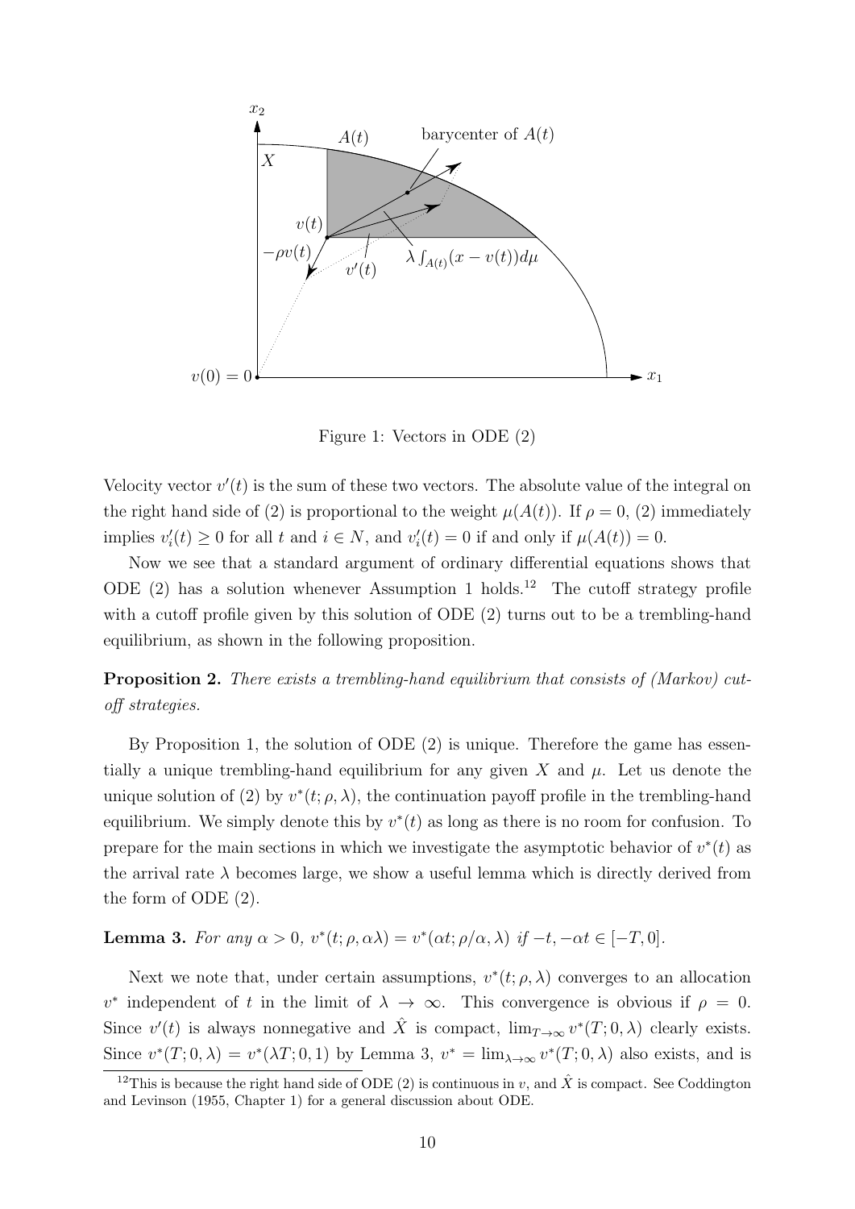Figure 1: Vectors in ODE (2)

Velocity vector $v'(t)$ is the sum of these two vectors. The absolute value of the integral on the right hand side of (2) is proportional to the weight $\mu(A(t))$. If $\rho = 0$, (2) immediately implies $v_i'(t) \geq 0$ for all $t$ and $i \in N$, and $v_i'(t) = 0$ if and only if $\mu(A(t)) = 0$.

Now we see that a standard argument of ordinary differential equations shows that ODE (2) has a solution whenever Assumption 1 holds.[12] The cutoff strategy profile with a cutoff profile given by this solution of ODE (2) turns out to be a trembling-hand equilibrium, as shown in the following proposition.

**Proposition 2.** *There exists a trembling-hand equilibrium that consists of (Markov) cutoff strategies.*

By Proposition 1, the solution of ODE (2) is unique. Therefore the game has essentially a unique trembling-hand equilibrium for any given $X$ and $\mu$. Let us denote the unique solution of (2) by $v^*(t; \rho, \lambda)$, the continuation payoff profile in the trembling-hand equilibrium. We simply denote this by $v^*(t)$ as long as there is no room for confusion. To prepare for the main sections in which we investigate the asymptotic behavior of $v^*(t)$ as the arrival rate $\lambda$ becomes large, we show a useful lemma which is directly derived from the form of ODE (2).

**Lemma 3.** *For any $\alpha > 0$, $v^*(t; \rho, \alpha\lambda) = v^*(\alpha t; \rho/\alpha, \lambda)$ if $-t, -\alpha t \in [-T, 0]$.*

Next we note that, under certain assumptions, $v^*(t; \rho, \lambda)$ converges to an allocation $v^*$ independent of $t$ in the limit of $\lambda \to \infty$. This convergence is obvious if $\rho = 0$. Since $v'(t)$ is always nonnegative and $\hat{X}$ is compact, $\lim_{T\to\infty} v^*(T; 0, \lambda)$ clearly exists. Since $v^*(T; 0, \lambda) = v^*(\lambda T; 0, 1)$ by Lemma 3, $v^* = \lim_{\lambda\to\infty} v^*(T; 0, \lambda)$ also exists, and is

[12] This is because the right hand side of ODE (2) is continuous in $v$, and $\hat{X}$ is compact. See Coddington and Levinson (1955, Chapter 1) for a general discussion about ODE.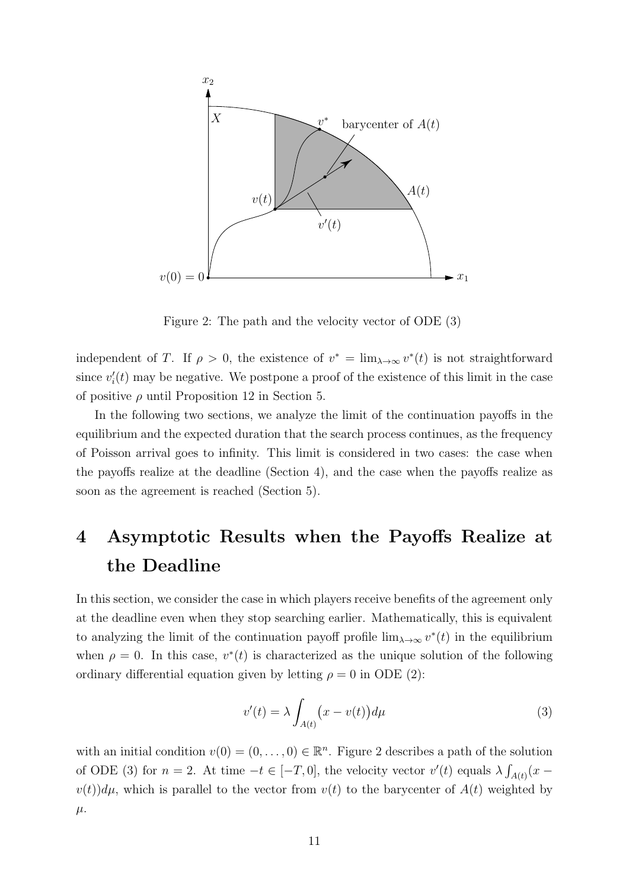Figure 2: The path and the velocity vector of ODE (3)

independent of $T$. If $\rho > 0$, the existence of $v^* = \lim_{\lambda\to\infty} v^*(t)$ is not straightforward since $v_i'(t)$ may be negative. We postpone a proof of the existence of this limit in the case of positive $\rho$ until Proposition 12 in Section 5.

In the following two sections, we analyze the limit of the continuation payoffs in the equilibrium and the expected duration that the search process continues, as the frequency of Poisson arrival goes to infinity. This limit is considered in two cases: the case when the payoffs realize at the deadline (Section 4), and the case when the payoffs realize as soon as the agreement is reached (Section 5).

# 4 Asymptotic Results when the Payoffs Realize at the Deadline

In this section, we consider the case in which players receive benefits of the agreement only at the deadline even when they stop searching earlier. Mathematically, this is equivalent to analyzing the limit of the continuation payoff profile $\lim_{\lambda\to\infty} v^*(t)$ in the equilibrium when $\rho = 0$. In this case, $v^*(t)$ is characterized as the unique solution of the following ordinary differential equation given by letting $\rho = 0$ in ODE (2):

$$v'(t) = \lambda \int_{A(t)} \big(x - v(t)\big) d\mu \tag{3}$$

with an initial condition $v(0) = (0, \ldots, 0) \in \mathbb{R}^n$. Figure 2 describes a path of the solution of ODE (3) for $n = 2$. At time $-t \in [-T, 0]$, the velocity vector $v'(t)$ equals $\lambda \int_{A(t)} (x - v(t)) d\mu$, which is parallel to the vector from $v(t)$ to the barycenter of $A(t)$ weighted by $\mu$.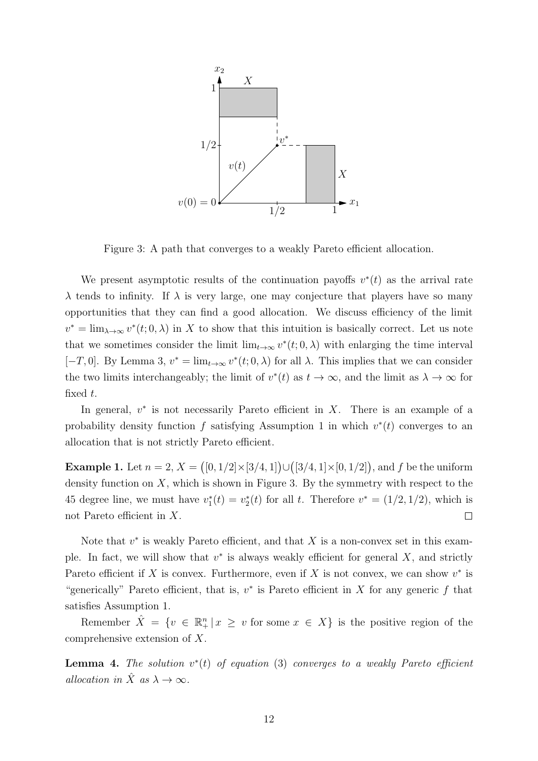Figure 3: A path that converges to a weakly Pareto efficient allocation.

We present asymptotic results of the continuation payoffs $v^*(t)$ as the arrival rate $\lambda$ tends to infinity. If $\lambda$ is very large, one may conjecture that players have so many opportunities that they can find a good allocation. We discuss efficiency of the limit $v^* = \lim_{\lambda\to\infty} v^*(t; 0, \lambda)$ in $X$ to show that this intuition is basically correct. Let us note that we sometimes consider the limit $\lim_{t\to\infty} v^*(t; 0, \lambda)$ with enlarging the time interval $[-T, 0]$. By Lemma 3, $v^* = \lim_{t\to\infty} v^*(t; 0, \lambda)$ for all $\lambda$. This implies that we can consider the two limits interchangeably; the limit of $v^*(t)$ as $t \to \infty$, and the limit as $\lambda \to \infty$ for fixed $t$.

In general, $v^*$ is not necessarily Pareto efficient in $X$. There is an example of a probability density function $f$ satisfying Assumption 1 in which $v^*(t)$ converges to an allocation that is not strictly Pareto efficient.

**Example 1.** Let $n = 2$, $X = \big([0, 1/2]\times[3/4, 1]\big)\cup\big([3/4, 1]\times[0, 1/2]\big)$, and $f$ be the uniform density function on $X$, which is shown in Figure 3. By the symmetry with respect to the 45 degree line, we must have $v_1^*(t) = v_2^*(t)$ for all $t$. Therefore $v^* = (1/2, 1/2)$, which is not Pareto efficient in $X$. $\square$

Note that $v^*$ is weakly Pareto efficient, and that $X$ is a non-convex set in this example. In fact, we will show that $v^*$ is always weakly efficient for general $X$, and strictly Pareto efficient if $X$ is convex. Furthermore, even if $X$ is not convex, we can show $v^*$ is "generically" Pareto efficient, that is, $v^*$ is Pareto efficient in $X$ for any generic $f$ that satisfies Assumption 1.

Remember $\hat{X} = \{v \in \mathbb{R}^n_+ \,|\, x \geq v \text{ for some } x \in X\}$ is the positive region of the comprehensive extension of $X$.

**Lemma 4.** *The solution $v^*(t)$ of equation (3) converges to a weakly Pareto efficient allocation in $\hat{X}$ as $\lambda \to \infty$.*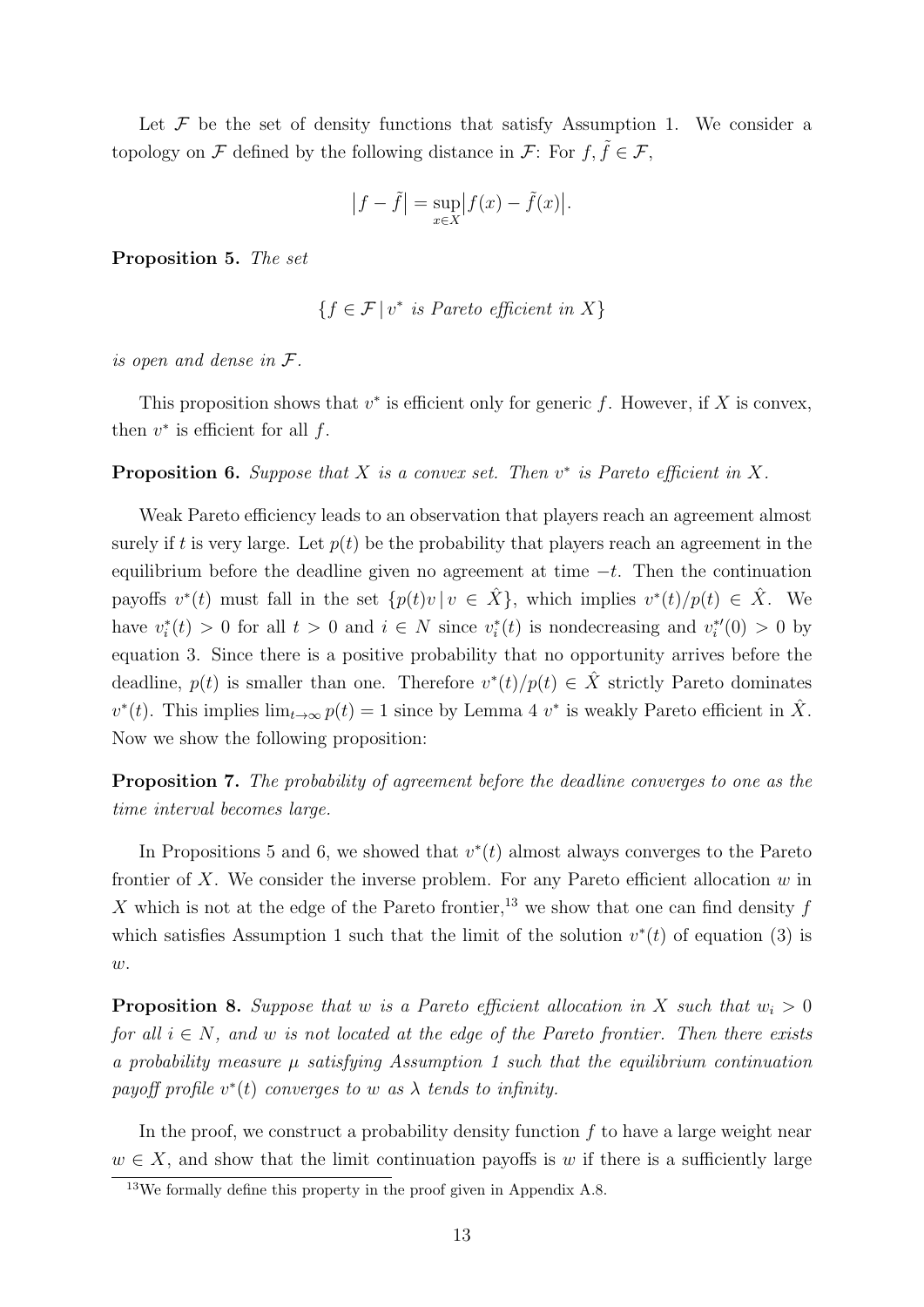Let $\mathcal{F}$ be the set of density functions that satisfy Assumption 1. We consider a topology on $\mathcal{F}$ defined by the following distance in $\mathcal{F}$: For $f, \tilde{f} \in \mathcal{F}$,

$$\left|f - \tilde{f}\right| = \sup_{x \in X} \left|f(x) - \tilde{f}(x)\right|.$$

**Proposition 5.** *The set*

$$\{f \in \mathcal{F} \,|\, v^* \text{ is Pareto efficient in } X\}$$

*is open and dense in* $\mathcal{F}$*.*

This proposition shows that $v^*$ is efficient only for generic $f$. However, if $X$ is convex, then $v^*$ is efficient for all $f$.

**Proposition 6.** *Suppose that $X$ is a convex set. Then $v^*$ is Pareto efficient in $X$.*

Weak Pareto efficiency leads to an observation that players reach an agreement almost surely if $t$ is very large. Let $p(t)$ be the probability that players reach an agreement in the equilibrium before the deadline given no agreement at time $-t$. Then the continuation payoffs $v^*(t)$ must fall in the set $\{p(t)v \,|\, v \in \hat{X}\}$, which implies $v^*(t)/p(t) \in \hat{X}$. We have $v_i^*(t) > 0$ for all $t > 0$ and $i \in N$ since $v_i^*(t)$ is nondecreasing and $v_i^{*\prime}(0) > 0$ by equation 3. Since there is a positive probability that no opportunity arrives before the deadline, $p(t)$ is smaller than one. Therefore $v^*(t)/p(t) \in \hat{X}$ strictly Pareto dominates $v^*(t)$. This implies $\lim_{t\to\infty} p(t) = 1$ since by Lemma 4 $v^*$ is weakly Pareto efficient in $\hat{X}$. Now we show the following proposition:

**Proposition 7.** *The probability of agreement before the deadline converges to one as the time interval becomes large.*

In Propositions 5 and 6, we showed that $v^*(t)$ almost always converges to the Pareto frontier of $X$. We consider the inverse problem. For any Pareto efficient allocation $w$ in $X$ which is not at the edge of the Pareto frontier,[13] we show that one can find density $f$ which satisfies Assumption 1 such that the limit of the solution $v^*(t)$ of equation (3) is $w$.

**Proposition 8.** *Suppose that $w$ is a Pareto efficient allocation in $X$ such that $w_i > 0$ for all $i \in N$, and $w$ is not located at the edge of the Pareto frontier. Then there exists a probability measure $\mu$ satisfying Assumption 1 such that the equilibrium continuation payoff profile $v^*(t)$ converges to $w$ as $\lambda$ tends to infinity.*

In the proof, we construct a probability density function $f$ to have a large weight near $w \in X$, and show that the limit continuation payoffs is $w$ if there is a sufficiently large

[13] We formally define this property in the proof given in Appendix A.8.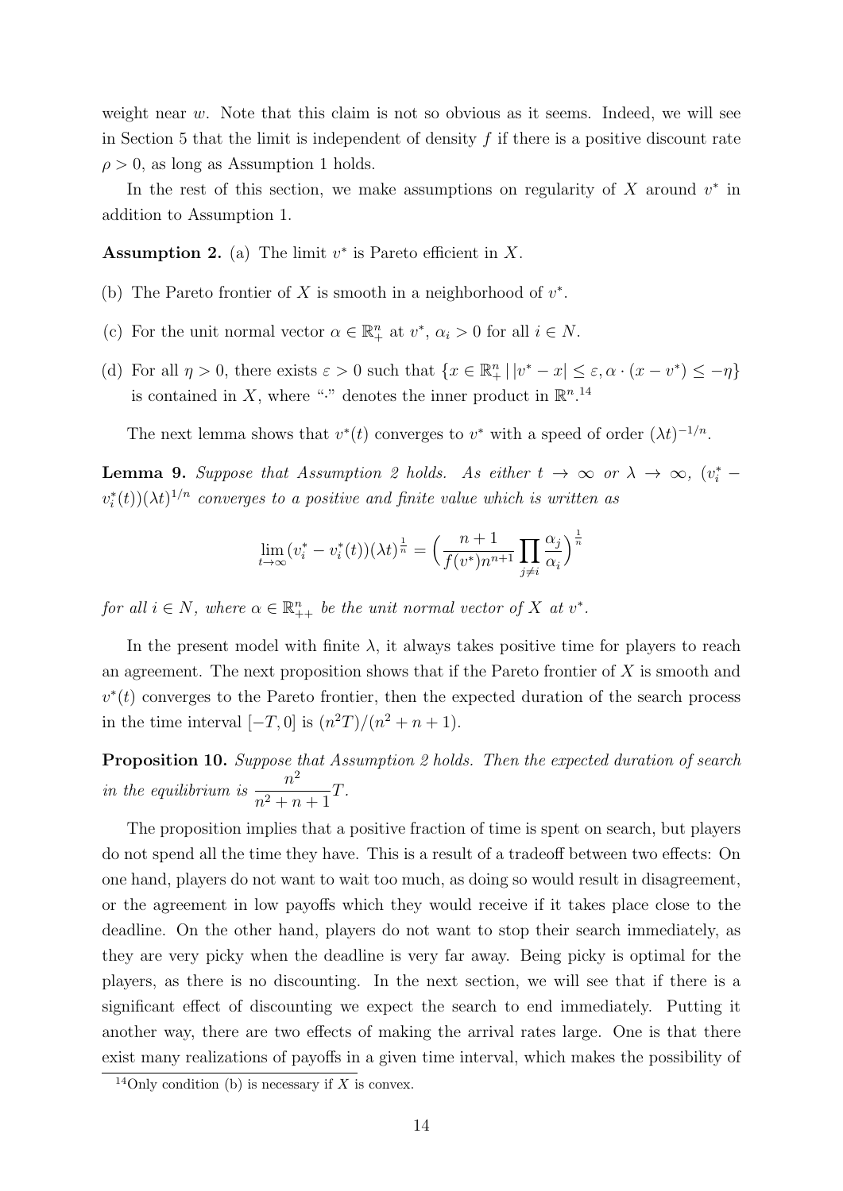weight near $w$. Note that this claim is not so obvious as it seems. Indeed, we will see in Section 5 that the limit is independent of density $f$ if there is a positive discount rate $\rho > 0$, as long as Assumption 1 holds.

In the rest of this section, we make assumptions on regularity of $X$ around $v^*$ in addition to Assumption 1.

**Assumption 2.** (a) The limit $v^*$ is Pareto efficient in $X$.

(b) The Pareto frontier of $X$ is smooth in a neighborhood of $v^*$.

(c) For the unit normal vector $\alpha \in \mathbb{R}^n_+$ at $v^*$, $\alpha_i > 0$ for all $i \in N$.

(d) For all $\eta > 0$, there exists $\varepsilon > 0$ such that $\{x \in \mathbb{R}^n_+ \,|\, |v^* - x| \leq \varepsilon, \alpha \cdot (x - v^*) \leq -\eta\}$ is contained in $X$, where "$\cdot$" denotes the inner product in $\mathbb{R}^n$.[14]

The next lemma shows that $v^*(t)$ converges to $v^*$ with a speed of order $(\lambda t)^{-1/n}$.

**Lemma 9.** *Suppose that Assumption 2 holds. As either $t \to \infty$ or $\lambda \to \infty$, $(v_i^* - v_i^*(t))(\lambda t)^{1/n}$ converges to a positive and finite value which is written as*

$$\lim_{t\to\infty}(v_i^* - v_i^*(t))(\lambda t)^{\frac{1}{n}} = \Big(\frac{n+1}{f(v^*)n^{n+1}}\prod_{j\neq i}\frac{\alpha_j}{\alpha_i}\Big)^{\frac{1}{n}}$$

*for all $i \in N$, where $\alpha \in \mathbb{R}^n_{++}$ be the unit normal vector of $X$ at $v^*$.*

In the present model with finite $\lambda$, it always takes positive time for players to reach an agreement. The next proposition shows that if the Pareto frontier of $X$ is smooth and $v^*(t)$ converges to the Pareto frontier, then the expected duration of the search process in the time interval $[-T, 0]$ is $(n^2T)/(n^2 + n + 1)$.

**Proposition 10.** *Suppose that Assumption 2 holds. Then the expected duration of search in the equilibrium is $\dfrac{n^2}{n^2+n+1}T$.*

The proposition implies that a positive fraction of time is spent on search, but players do not spend all the time they have. This is a result of a tradeoff between two effects: On one hand, players do not want to wait too much, as doing so would result in disagreement, or the agreement in low payoffs which they would receive if it takes place close to the deadline. On the other hand, players do not want to stop their search immediately, as they are very picky when the deadline is very far away. Being picky is optimal for the players, as there is no discounting. In the next section, we will see that if there is a significant effect of discounting we expect the search to end immediately. Putting it another way, there are two effects of making the arrival rates large. One is that there exist many realizations of payoffs in a given time interval, which makes the possibility of

[14] Only condition (b) is necessary if $X$ is convex.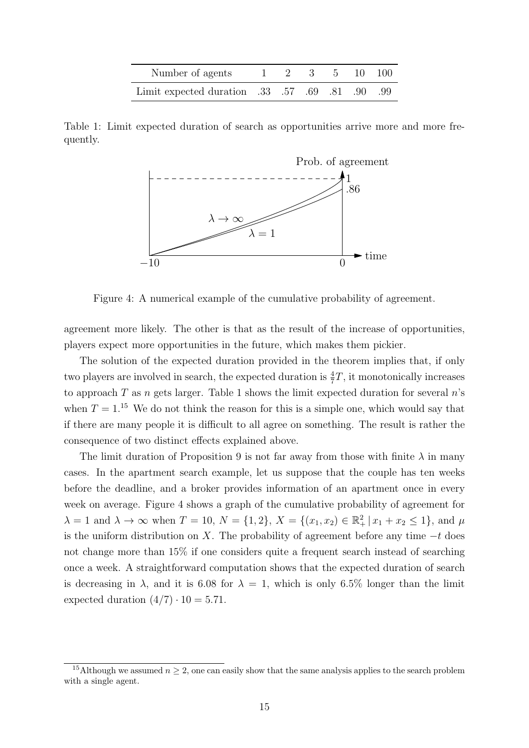| Number of agents | 1 | 2 | 3 | 5 | 10 | 100 |
|---|---|---|---|---|---|---|
| Limit expected duration | .33 | .57 | .69 | .81 | .90 | .99 |

Table 1: Limit expected duration of search as opportunities arrive more and more frequently.

Figure 4: A numerical example of the cumulative probability of agreement.

agreement more likely. The other is that as the result of the increase of opportunities, players expect more opportunities in the future, which makes them pickier.

The solution of the expected duration provided in the theorem implies that, if only two players are involved in search, the expected duration is $\frac{4}{7}T$, it monotonically increases to approach $T$ as $n$ gets larger. Table 1 shows the limit expected duration for several $n$'s when $T = 1$.[15] We do not think the reason for this is a simple one, which would say that if there are many people it is difficult to all agree on something. The result is rather the consequence of two distinct effects explained above.

The limit duration of Proposition 9 is not far away from those with finite $\lambda$ in many cases. In the apartment search example, let us suppose that the couple has ten weeks before the deadline, and a broker provides information of an apartment once in every week on average. Figure 4 shows a graph of the cumulative probability of agreement for $\lambda = 1$ and $\lambda \to \infty$ when $T = 10$, $N = \{1, 2\}$, $X = \{(x_1, x_2) \in \mathbb{R}^2_+ \mid x_1 + x_2 \leq 1\}$, and $\mu$ is the uniform distribution on $X$. The probability of agreement before any time $-t$ does not change more than 15% if one considers quite a frequent search instead of searching once a week. A straightforward computation shows that the expected duration of search is decreasing in $\lambda$, and it is 6.08 for $\lambda = 1$, which is only 6.5% longer than the limit expected duration $(4/7) \cdot 10 = 5.71$.

[15] Although we assumed $n \geq 2$, one can easily show that the same analysis applies to the search problem with a single agent.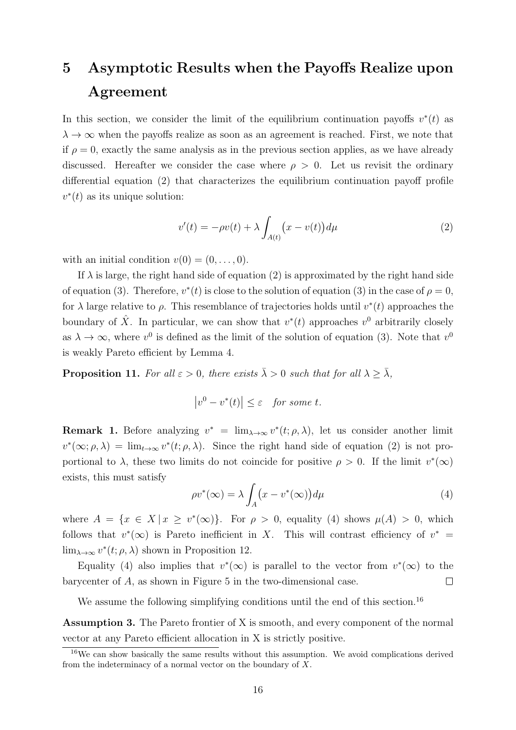# 5 Asymptotic Results when the Payoffs Realize upon Agreement

In this section, we consider the limit of the equilibrium continuation payoffs $v^*(t)$ as $\lambda \to \infty$ when the payoffs realize as soon as an agreement is reached. First, we note that if $\rho = 0$, exactly the same analysis as in the previous section applies, as we have already discussed. Hereafter we consider the case where $\rho > 0$. Let us revisit the ordinary differential equation (2) that characterizes the equilibrium continuation payoff profile $v^*(t)$ as its unique solution:

$$v'(t) = -\rho v(t) + \lambda \int_{A(t)} \big(x - v(t)\big) d\mu \tag{2}$$

with an initial condition $v(0) = (0, \ldots, 0)$.

If $\lambda$ is large, the right hand side of equation (2) is approximated by the right hand side of equation (3). Therefore, $v^*(t)$ is close to the solution of equation (3) in the case of $\rho = 0$, for $\lambda$ large relative to $\rho$. This resemblance of trajectories holds until $v^*(t)$ approaches the boundary of $\hat{X}$. In particular, we can show that $v^*(t)$ approaches $v^0$ arbitrarily closely as $\lambda \to \infty$, where $v^0$ is defined as the limit of the solution of equation (3). Note that $v^0$ is weakly Pareto efficient by Lemma 4.

**Proposition 11.** *For all $\varepsilon > 0$, there exists $\bar{\lambda} > 0$ such that for all $\lambda \geq \bar{\lambda}$,*

$$\left|v^0 - v^*(t)\right| \leq \varepsilon \quad \textit{for some } t.$$

**Remark 1.** Before analyzing $v^* = \lim_{\lambda \to \infty} v^*(t; \rho, \lambda)$, let us consider another limit $v^*(\infty; \rho, \lambda) = \lim_{t \to \infty} v^*(t; \rho, \lambda)$. Since the right hand side of equation (2) is not proportional to $\lambda$, these two limits do not coincide for positive $\rho > 0$. If the limit $v^*(\infty)$ exists, this must satisfy

$$\rho v^*(\infty) = \lambda \int_A \big(x - v^*(\infty)\big) d\mu \tag{4}$$

where $A = \{x \in X \,|\, x \geq v^*(\infty)\}$. For $\rho > 0$, equality (4) shows $\mu(A) > 0$, which follows that $v^*(\infty)$ is Pareto inefficient in $X$. This will contrast efficiency of $v^* = \lim_{\lambda \to \infty} v^*(t; \rho, \lambda)$ shown in Proposition 12.

Equality (4) also implies that $v^*(\infty)$ is parallel to the vector from $v^*(\infty)$ to the barycenter of $A$, as shown in Figure 5 in the two-dimensional case. □

We assume the following simplifying conditions until the end of this section.[16]

**Assumption 3.** The Pareto frontier of X is smooth, and every component of the normal vector at any Pareto efficient allocation in X is strictly positive.

[16] We can show basically the same results without this assumption. We avoid complications derived from the indeterminacy of a normal vector on the boundary of $X$.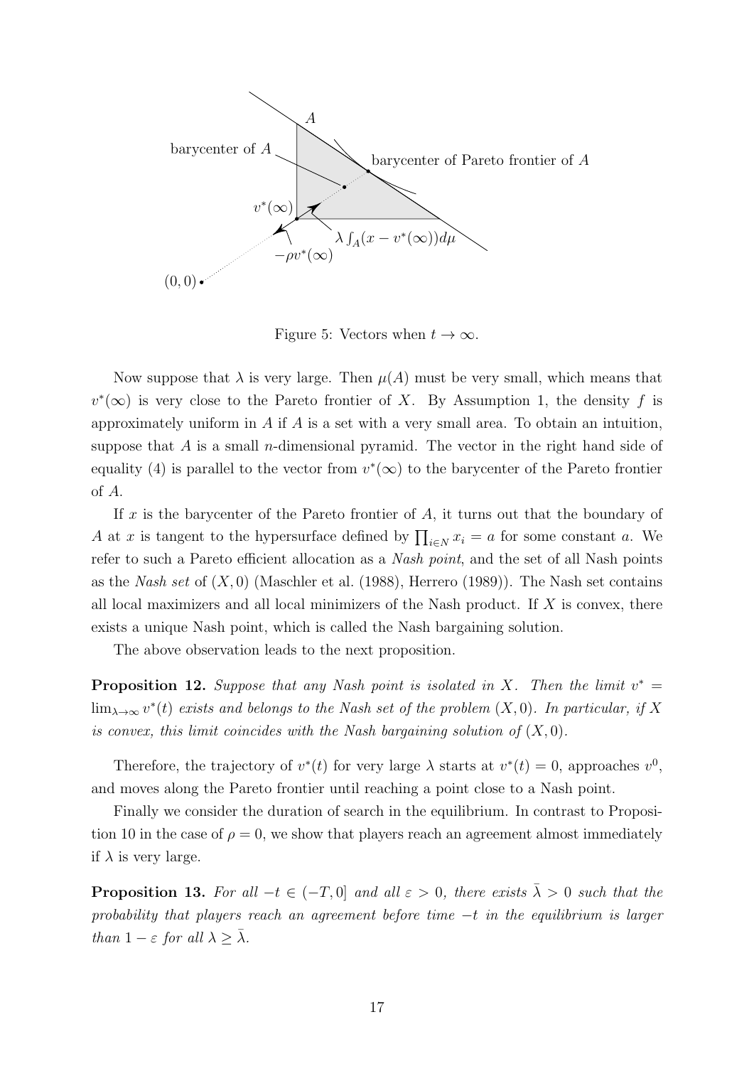Figure 5: Vectors when $t \to \infty$.

Now suppose that $\lambda$ is very large. Then $\mu(A)$ must be very small, which means that $v^*(\infty)$ is very close to the Pareto frontier of $X$. By Assumption 1, the density $f$ is approximately uniform in $A$ if $A$ is a set with a very small area. To obtain an intuition, suppose that $A$ is a small $n$-dimensional pyramid. The vector in the right hand side of equality (4) is parallel to the vector from $v^*(\infty)$ to the barycenter of the Pareto frontier of $A$.

If $x$ is the barycenter of the Pareto frontier of $A$, it turns out that the boundary of $A$ at $x$ is tangent to the hypersurface defined by $\prod_{i \in N} x_i = a$ for some constant $a$. We refer to such a Pareto efficient allocation as a *Nash point*, and the set of all Nash points as the *Nash set* of $(X, 0)$ (Maschler et al. (1988), Herrero (1989)). The Nash set contains all local maximizers and all local minimizers of the Nash product. If $X$ is convex, there exists a unique Nash point, which is called the Nash bargaining solution.

The above observation leads to the next proposition.

**Proposition 12.** *Suppose that any Nash point is isolated in $X$. Then the limit $v^* = \lim_{\lambda \to \infty} v^*(t)$ exists and belongs to the Nash set of the problem $(X, 0)$. In particular, if $X$ is convex, this limit coincides with the Nash bargaining solution of $(X, 0)$.*

Therefore, the trajectory of $v^*(t)$ for very large $\lambda$ starts at $v^*(t) = 0$, approaches $v^0$, and moves along the Pareto frontier until reaching a point close to a Nash point.

Finally we consider the duration of search in the equilibrium. In contrast to Proposition 10 in the case of $\rho = 0$, we show that players reach an agreement almost immediately if $\lambda$ is very large.

**Proposition 13.** *For all $-t \in (-T, 0]$ and all $\varepsilon > 0$, there exists $\bar{\lambda} > 0$ such that the probability that players reach an agreement before time $-t$ in the equilibrium is larger than $1 - \varepsilon$ for all $\lambda \geq \bar{\lambda}$.*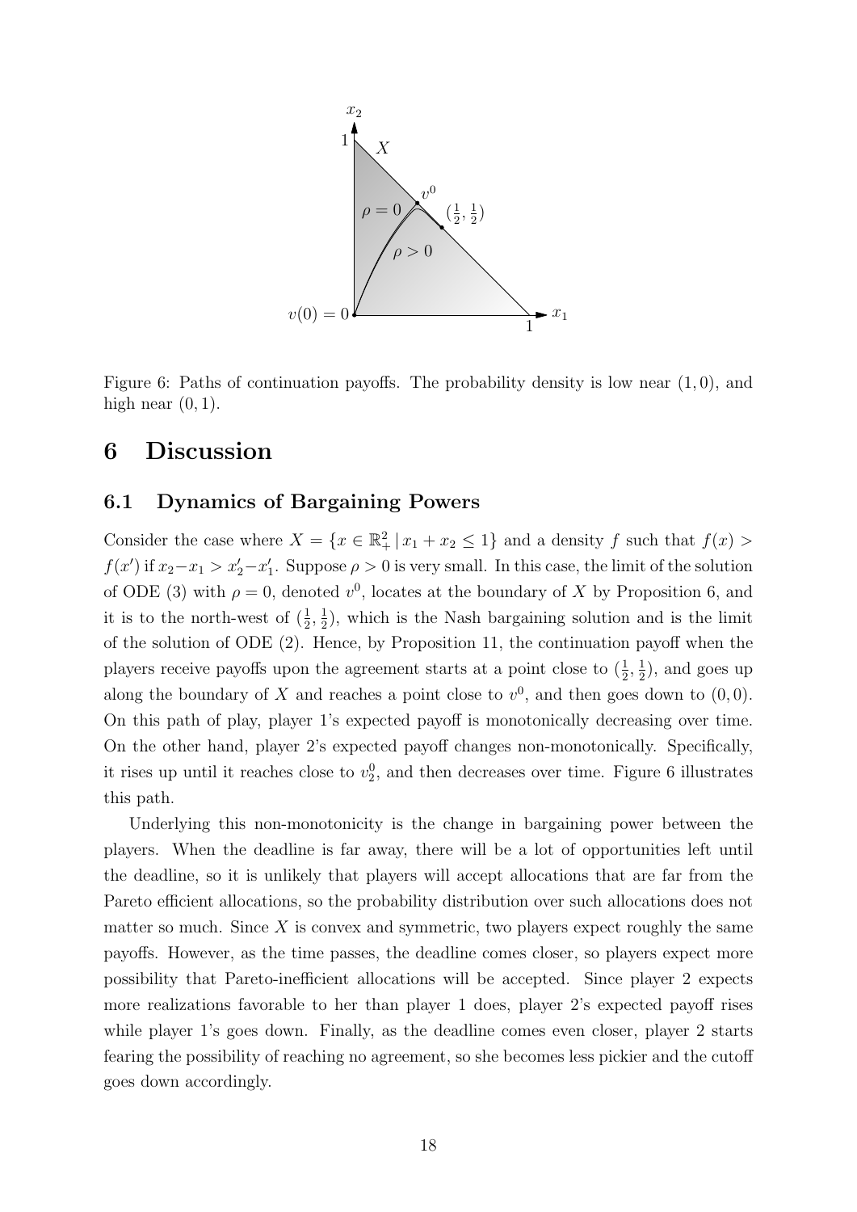Figure 6: Paths of continuation payoffs. The probability density is low near $(1, 0)$, and high near $(0, 1)$.

# 6 Discussion

## 6.1 Dynamics of Bargaining Powers

Consider the case where $X = \{x \in \mathbb{R}^2_+ \mid x_1 + x_2 \leq 1\}$ and a density $f$ such that $f(x) > f(x')$ if $x_2 - x_1 > x'_2 - x'_1$. Suppose $\rho > 0$ is very small. In this case, the limit of the solution of ODE (3) with $\rho = 0$, denoted $v^0$, locates at the boundary of $X$ by Proposition 6, and it is to the north-west of $(\frac{1}{2}, \frac{1}{2})$, which is the Nash bargaining solution and is the limit of the solution of ODE (2). Hence, by Proposition 11, the continuation payoff when the players receive payoffs upon the agreement starts at a point close to $(\frac{1}{2}, \frac{1}{2})$, and goes up along the boundary of $X$ and reaches a point close to $v^0$, and then goes down to $(0, 0)$. On this path of play, player 1's expected payoff is monotonically decreasing over time. On the other hand, player 2's expected payoff changes non-monotonically. Specifically, it rises up until it reaches close to $v^0_2$, and then decreases over time. Figure 6 illustrates this path.

Underlying this non-monotonicity is the change in bargaining power between the players. When the deadline is far away, there will be a lot of opportunities left until the deadline, so it is unlikely that players will accept allocations that are far from the Pareto efficient allocations, so the probability distribution over such allocations does not matter so much. Since $X$ is convex and symmetric, two players expect roughly the same payoffs. However, as the time passes, the deadline comes closer, so players expect more possibility that Pareto-inefficient allocations will be accepted. Since player 2 expects more realizations favorable to her than player 1 does, player 2's expected payoff rises while player 1's goes down. Finally, as the deadline comes even closer, player 2 starts fearing the possibility of reaching no agreement, so she becomes less pickier and the cutoff goes down accordingly.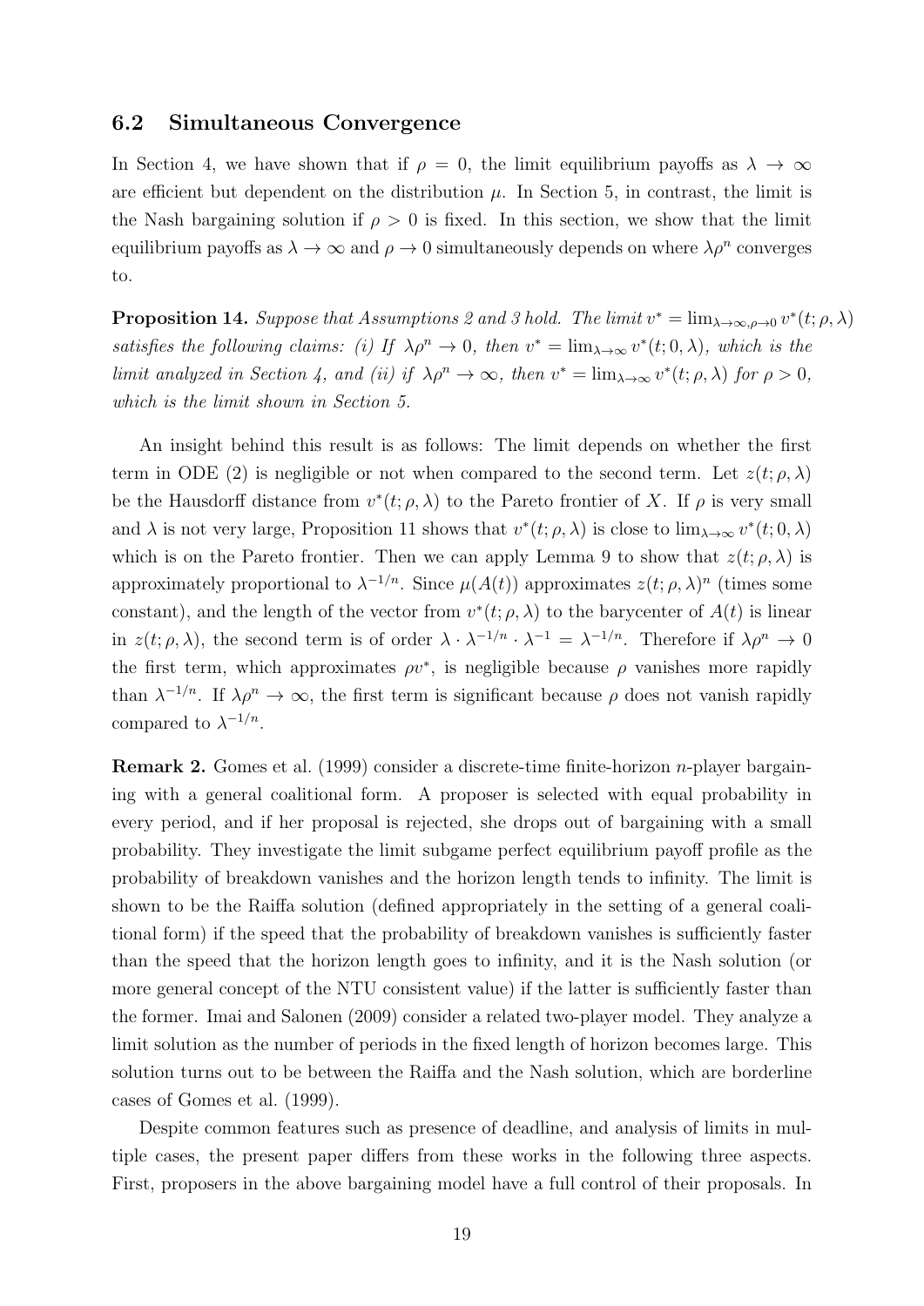### 6.2 Simultaneous Convergence

In Section 4, we have shown that if $\rho = 0$, the limit equilibrium payoffs as $\lambda \to \infty$ are efficient but dependent on the distribution $\mu$. In Section 5, in contrast, the limit is the Nash bargaining solution if $\rho > 0$ is fixed. In this section, we show that the limit equilibrium payoffs as $\lambda \to \infty$ and $\rho \to 0$ simultaneously depends on where $\lambda\rho^n$ converges to.

**Proposition 14.** *Suppose that Assumptions 2 and 3 hold. The limit $v^* = \lim_{\lambda\to\infty,\rho\to 0} v^*(t;\rho,\lambda)$ satisfies the following claims: (i) If $\lambda\rho^n \to 0$, then $v^* = \lim_{\lambda\to\infty} v^*(t;0,\lambda)$, which is the limit analyzed in Section 4, and (ii) if $\lambda\rho^n \to \infty$, then $v^* = \lim_{\lambda\to\infty} v^*(t;\rho,\lambda)$ for $\rho > 0$, which is the limit shown in Section 5.*

An insight behind this result is as follows: The limit depends on whether the first term in ODE (2) is negligible or not when compared to the second term. Let $z(t;\rho,\lambda)$ be the Hausdorff distance from $v^*(t;\rho,\lambda)$ to the Pareto frontier of $X$. If $\rho$ is very small and $\lambda$ is not very large, Proposition 11 shows that $v^*(t;\rho,\lambda)$ is close to $\lim_{\lambda\to\infty} v^*(t;0,\lambda)$ which is on the Pareto frontier. Then we can apply Lemma 9 to show that $z(t;\rho,\lambda)$ is approximately proportional to $\lambda^{-1/n}$. Since $\mu(A(t))$ approximates $z(t;\rho,\lambda)^n$ (times some constant), and the length of the vector from $v^*(t;\rho,\lambda)$ to the barycenter of $A(t)$ is linear in $z(t;\rho,\lambda)$, the second term is of order $\lambda \cdot \lambda^{-1/n} \cdot \lambda^{-1} = \lambda^{-1/n}$. Therefore if $\lambda\rho^n \to 0$ the first term, which approximates $\rho v^*$, is negligible because $\rho$ vanishes more rapidly than $\lambda^{-1/n}$. If $\lambda\rho^n \to \infty$, the first term is significant because $\rho$ does not vanish rapidly compared to $\lambda^{-1/n}$.

**Remark 2.** Gomes et al. (1999) consider a discrete-time finite-horizon $n$-player bargaining with a general coalitional form. A proposer is selected with equal probability in every period, and if her proposal is rejected, she drops out of bargaining with a small probability. They investigate the limit subgame perfect equilibrium payoff profile as the probability of breakdown vanishes and the horizon length tends to infinity. The limit is shown to be the Raiffa solution (defined appropriately in the setting of a general coalitional form) if the speed that the probability of breakdown vanishes is sufficiently faster than the speed that the horizon length goes to infinity, and it is the Nash solution (or more general concept of the NTU consistent value) if the latter is sufficiently faster than the former. Imai and Salonen (2009) consider a related two-player model. They analyze a limit solution as the number of periods in the fixed length of horizon becomes large. This solution turns out to be between the Raiffa and the Nash solution, which are borderline cases of Gomes et al. (1999).

Despite common features such as presence of deadline, and analysis of limits in multiple cases, the present paper differs from these works in the following three aspects. First, proposers in the above bargaining model have a full control of their proposals. In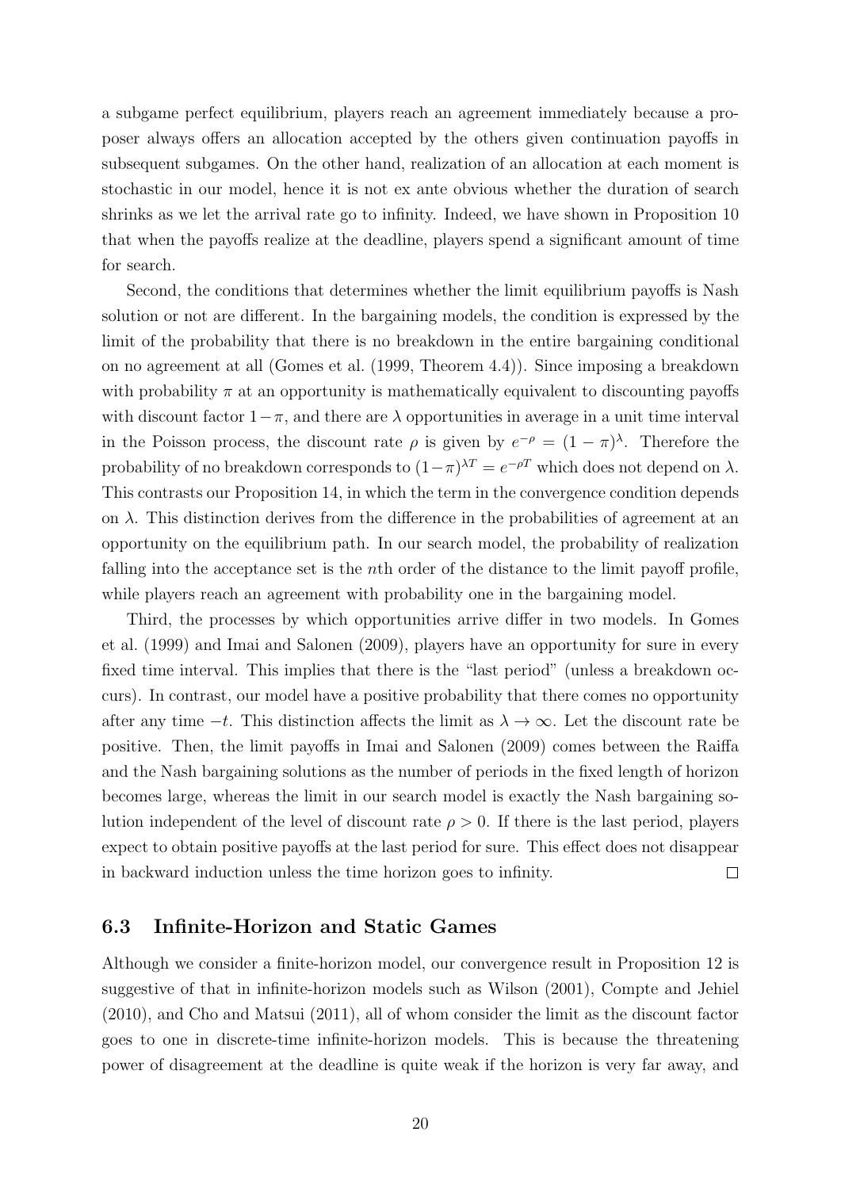a subgame perfect equilibrium, players reach an agreement immediately because a proposer always offers an allocation accepted by the others given continuation payoffs in subsequent subgames. On the other hand, realization of an allocation at each moment is stochastic in our model, hence it is not ex ante obvious whether the duration of search shrinks as we let the arrival rate go to infinity. Indeed, we have shown in Proposition 10 that when the payoffs realize at the deadline, players spend a significant amount of time for search.

Second, the conditions that determines whether the limit equilibrium payoffs is Nash solution or not are different. In the bargaining models, the condition is expressed by the limit of the probability that there is no breakdown in the entire bargaining conditional on no agreement at all (Gomes et al. (1999, Theorem 4.4)). Since imposing a breakdown with probability $\pi$ at an opportunity is mathematically equivalent to discounting payoffs with discount factor $1-\pi$, and there are $\lambda$ opportunities in average in a unit time interval in the Poisson process, the discount rate $\rho$ is given by $e^{-\rho} = (1-\pi)^{\lambda}$. Therefore the probability of no breakdown corresponds to $(1-\pi)^{\lambda T} = e^{-\rho T}$ which does not depend on $\lambda$. This contrasts our Proposition 14, in which the term in the convergence condition depends on $\lambda$. This distinction derives from the difference in the probabilities of agreement at an opportunity on the equilibrium path. In our search model, the probability of realization falling into the acceptance set is the $n$th order of the distance to the limit payoff profile, while players reach an agreement with probability one in the bargaining model.

Third, the processes by which opportunities arrive differ in two models. In Gomes et al. (1999) and Imai and Salonen (2009), players have an opportunity for sure in every fixed time interval. This implies that there is the "last period" (unless a breakdown occurs). In contrast, our model have a positive probability that there comes no opportunity after any time $-t$. This distinction affects the limit as $\lambda \to \infty$. Let the discount rate be positive. Then, the limit payoffs in Imai and Salonen (2009) comes between the Raiffa and the Nash bargaining solutions as the number of periods in the fixed length of horizon becomes large, whereas the limit in our search model is exactly the Nash bargaining solution independent of the level of discount rate $\rho > 0$. If there is the last period, players expect to obtain positive payoffs at the last period for sure. This effect does not disappear in backward induction unless the time horizon goes to infinity. □

### 6.3 Infinite-Horizon and Static Games

Although we consider a finite-horizon model, our convergence result in Proposition 12 is suggestive of that in infinite-horizon models such as Wilson (2001), Compte and Jehiel (2010), and Cho and Matsui (2011), all of whom consider the limit as the discount factor goes to one in discrete-time infinite-horizon models. This is because the threatening power of disagreement at the deadline is quite weak if the horizon is very far away, and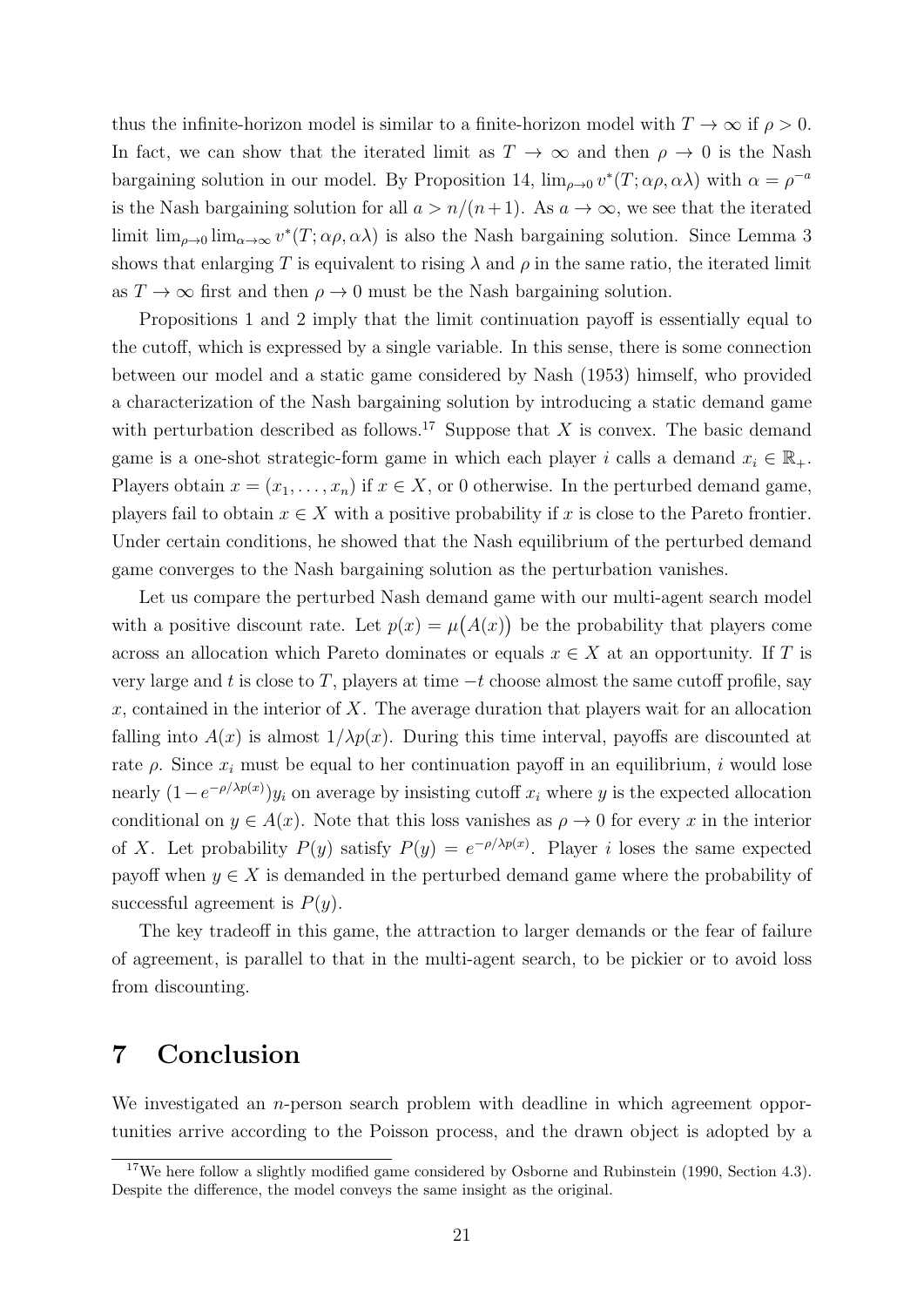thus the infinite-horizon model is similar to a finite-horizon model with $T \to \infty$ if $\rho > 0$. In fact, we can show that the iterated limit as $T \to \infty$ and then $\rho \to 0$ is the Nash bargaining solution in our model. By Proposition 14, $\lim_{\rho \to 0} v^*(T; \alpha\rho, \alpha\lambda)$ with $\alpha = \rho^{-a}$ is the Nash bargaining solution for all $a > n/(n+1)$. As $a \to \infty$, we see that the iterated limit $\lim_{\rho \to 0} \lim_{\alpha \to \infty} v^*(T; \alpha\rho, \alpha\lambda)$ is also the Nash bargaining solution. Since Lemma 3 shows that enlarging $T$ is equivalent to rising $\lambda$ and $\rho$ in the same ratio, the iterated limit as $T \to \infty$ first and then $\rho \to 0$ must be the Nash bargaining solution.

Propositions 1 and 2 imply that the limit continuation payoff is essentially equal to the cutoff, which is expressed by a single variable. In this sense, there is some connection between our model and a static game considered by Nash (1953) himself, who provided a characterization of the Nash bargaining solution by introducing a static demand game with perturbation described as follows.[17] Suppose that $X$ is convex. The basic demand game is a one-shot strategic-form game in which each player $i$ calls a demand $x_i \in \mathbb{R}_+$. Players obtain $x = (x_1, \ldots, x_n)$ if $x \in X$, or 0 otherwise. In the perturbed demand game, players fail to obtain $x \in X$ with a positive probability if $x$ is close to the Pareto frontier. Under certain conditions, he showed that the Nash equilibrium of the perturbed demand game converges to the Nash bargaining solution as the perturbation vanishes.

Let us compare the perturbed Nash demand game with our multi-agent search model with a positive discount rate. Let $p(x) = \mu\big(A(x)\big)$ be the probability that players come across an allocation which Pareto dominates or equals $x \in X$ at an opportunity. If $T$ is very large and $t$ is close to $T$, players at time $-t$ choose almost the same cutoff profile, say $x$, contained in the interior of $X$. The average duration that players wait for an allocation falling into $A(x)$ is almost $1/\lambda p(x)$. During this time interval, payoffs are discounted at rate $\rho$. Since $x_i$ must be equal to her continuation payoff in an equilibrium, $i$ would lose nearly $(1 - e^{-\rho/\lambda p(x)}) y_i$ on average by insisting cutoff $x_i$ where $y$ is the expected allocation conditional on $y \in A(x)$. Note that this loss vanishes as $\rho \to 0$ for every $x$ in the interior of $X$. Let probability $P(y)$ satisfy $P(y) = e^{-\rho/\lambda p(x)}$. Player $i$ loses the same expected payoff when $y \in X$ is demanded in the perturbed demand game where the probability of successful agreement is $P(y)$.

The key tradeoff in this game, the attraction to larger demands or the fear of failure of agreement, is parallel to that in the multi-agent search, to be pickier or to avoid loss from discounting.

# 7 Conclusion

We investigated an $n$-person search problem with deadline in which agreement opportunities arrive according to the Poisson process, and the drawn object is adopted by a

[17] We here follow a slightly modified game considered by Osborne and Rubinstein (1990, Section 4.3). Despite the difference, the model conveys the same insight as the original.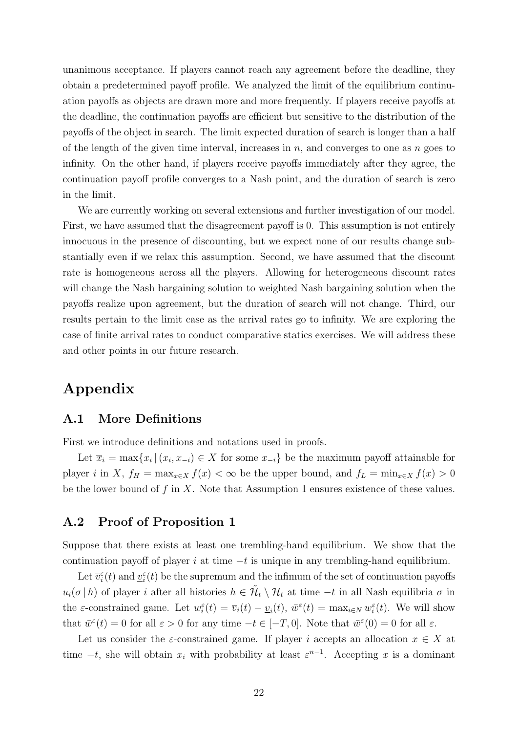unanimous acceptance. If players cannot reach any agreement before the deadline, they obtain a predetermined payoff profile. We analyzed the limit of the equilibrium continuation payoffs as objects are drawn more and more frequently. If players receive payoffs at the deadline, the continuation payoffs are efficient but sensitive to the distribution of the payoffs of the object in search. The limit expected duration of search is longer than a half of the length of the given time interval, increases in $n$, and converges to one as $n$ goes to infinity. On the other hand, if players receive payoffs immediately after they agree, the continuation payoff profile converges to a Nash point, and the duration of search is zero in the limit.

We are currently working on several extensions and further investigation of our model. First, we have assumed that the disagreement payoff is 0. This assumption is not entirely innocuous in the presence of discounting, but we expect none of our results change substantially even if we relax this assumption. Second, we have assumed that the discount rate is homogeneous across all the players. Allowing for heterogeneous discount rates will change the Nash bargaining solution to weighted Nash bargaining solution when the payoffs realize upon agreement, but the duration of search will not change. Third, our results pertain to the limit case as the arrival rates go to infinity. We are exploring the case of finite arrival rates to conduct comparative statics exercises. We will address these and other points in our future research.

# Appendix

## A.1 More Definitions

First we introduce definitions and notations used in proofs.

Let $\overline{x}_i = \max\{x_i \mid (x_i, x_{-i}) \in X \text{ for some } x_{-i}\}$ be the maximum payoff attainable for player $i$ in $X$, $f_H = \max_{x \in X} f(x) < \infty$ be the upper bound, and $f_L = \min_{x \in X} f(x) > 0$ be the lower bound of $f$ in $X$. Note that Assumption 1 ensures existence of these values.

## A.2 Proof of Proposition 1

Suppose that there exists at least one trembling-hand equilibrium. We show that the continuation payoff of player $i$ at time $-t$ is unique in any trembling-hand equilibrium.

Let $\overline{v}_i^{\varepsilon}(t)$ and $\underline{v}_i^{\varepsilon}(t)$ be the supremum and the infimum of the set of continuation payoffs $u_i(\sigma \mid h)$ of player $i$ after all histories $h \in \tilde{\mathcal{H}}_t \setminus \mathcal{H}_t$ at time $-t$ in all Nash equilibria $\sigma$ in the $\varepsilon$-constrained game. Let $w_i^{\varepsilon}(t) = \overline{v}_i(t) - \underline{v}_i(t)$, $\bar{w}^{\varepsilon}(t) = \max_{i \in N} w_i^{\varepsilon}(t)$. We will show that $\bar{w}^{\varepsilon}(t) = 0$ for all $\varepsilon > 0$ for any time $-t \in [-T, 0]$. Note that $\bar{w}^{\varepsilon}(0) = 0$ for all $\varepsilon$.

Let us consider the $\varepsilon$-constrained game. If player $i$ accepts an allocation $x \in X$ at time $-t$, she will obtain $x_i$ with probability at least $\varepsilon^{n-1}$. Accepting $x$ is a dominant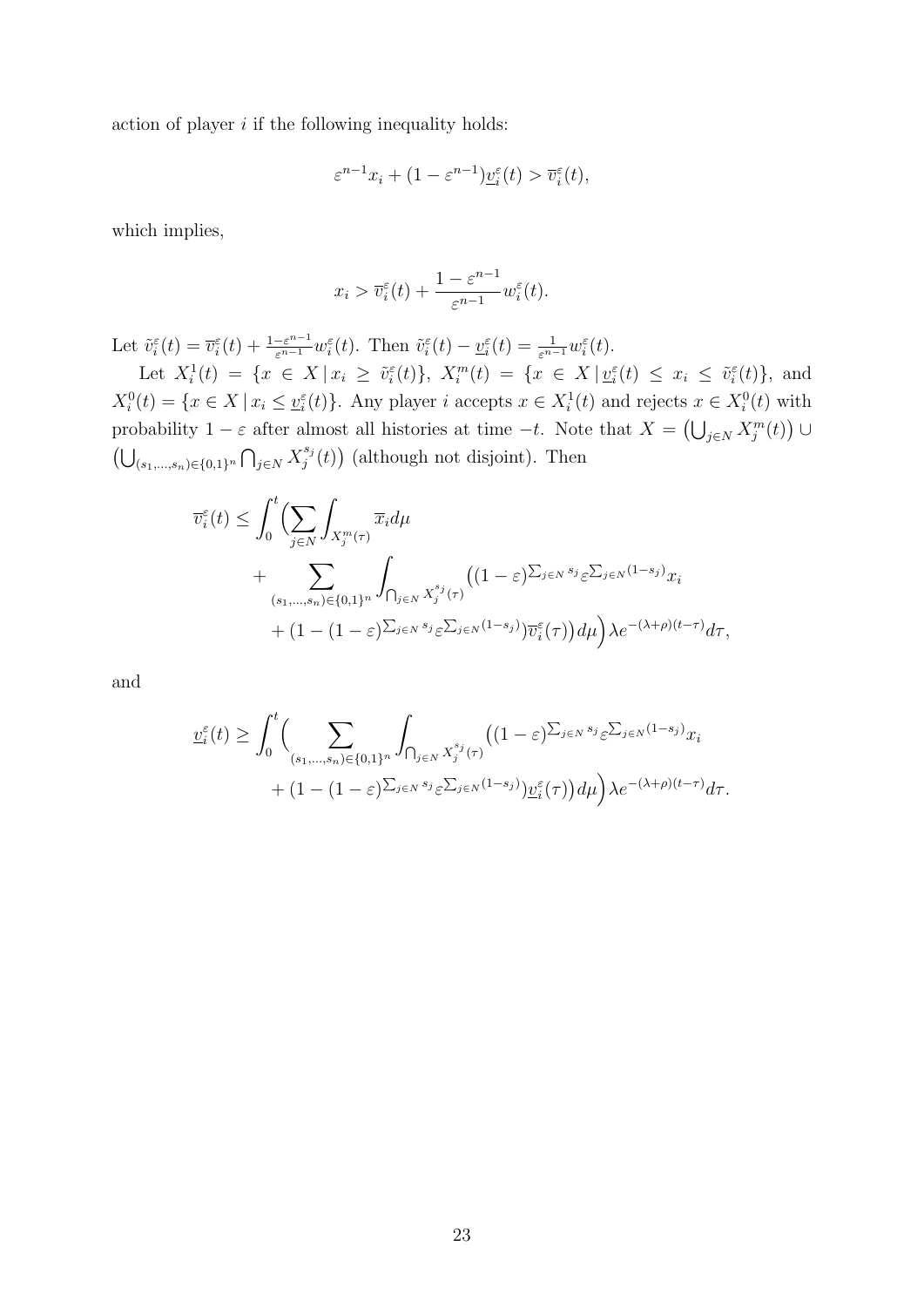action of player $i$ if the following inequality holds:

$$\varepsilon^{n-1}x_i + (1-\varepsilon^{n-1})\underline{v}_i^\varepsilon(t) > \overline{v}_i^\varepsilon(t),$$

which implies,

$$x_i > \overline{v}_i^\varepsilon(t) + \frac{1-\varepsilon^{n-1}}{\varepsilon^{n-1}} w_i^\varepsilon(t).$$

Let $\tilde{v}_i^\varepsilon(t) = \overline{v}_i^\varepsilon(t) + \frac{1-\varepsilon^{n-1}}{\varepsilon^{n-1}} w_i^\varepsilon(t)$. Then $\tilde{v}_i^\varepsilon(t) - \underline{v}_i^\varepsilon(t) = \frac{1}{\varepsilon^{n-1}} w_i^\varepsilon(t)$.

Let $X_i^1(t) = \{x \in X \,|\, x_i \geq \tilde{v}_i^\varepsilon(t)\}$, $X_i^m(t) = \{x \in X \,|\, \underline{v}_i^\varepsilon(t) \leq x_i \leq \tilde{v}_i^\varepsilon(t)\}$, and $X_i^0(t) = \{x \in X \,|\, x_i \leq \underline{v}_i^\varepsilon(t)\}$. Any player $i$ accepts $x \in X_i^1(t)$ and rejects $x \in X_i^0(t)$ with probability $1-\varepsilon$ after almost all histories at time $-t$. Note that $X = \big(\bigcup_{j \in N} X_j^m(t)\big) \cup \big(\bigcup_{(s_1,\ldots,s_n)\in\{0,1\}^n} \bigcap_{j\in N} X_j^{s_j}(t)\big)$ (although not disjoint). Then

$$\begin{aligned}
\overline{v}_i^\varepsilon(t) \leq \int_0^t \Big( &\sum_{j\in N} \int_{X_j^m(\tau)} \overline{x}_i d\mu \\
&+ \sum_{(s_1,\ldots,s_n)\in\{0,1\}^n} \int_{\bigcap_{j\in N} X_j^{s_j}(\tau)} \big((1-\varepsilon)^{\sum_{j\in N} s_j} \varepsilon^{\sum_{j\in N}(1-s_j)} x_i \\
&+ (1-(1-\varepsilon)^{\sum_{j\in N} s_j} \varepsilon^{\sum_{j\in N}(1-s_j)}) \overline{v}_i^\varepsilon(\tau)\big) d\mu \Big) \lambda e^{-(\lambda+\rho)(t-\tau)} d\tau,
\end{aligned}$$

and

$$\begin{aligned}
\underline{v}_i^\varepsilon(t) \geq \int_0^t \Big( &\sum_{(s_1,\ldots,s_n)\in\{0,1\}^n} \int_{\bigcap_{j\in N} X_j^{s_j}(\tau)} \big((1-\varepsilon)^{\sum_{j\in N} s_j} \varepsilon^{\sum_{j\in N}(1-s_j)} x_i \\
&+ (1-(1-\varepsilon)^{\sum_{j\in N} s_j} \varepsilon^{\sum_{j\in N}(1-s_j)}) \underline{v}_i^\varepsilon(\tau)\big) d\mu \Big) \lambda e^{-(\lambda+\rho)(t-\tau)} d\tau.
\end{aligned}$$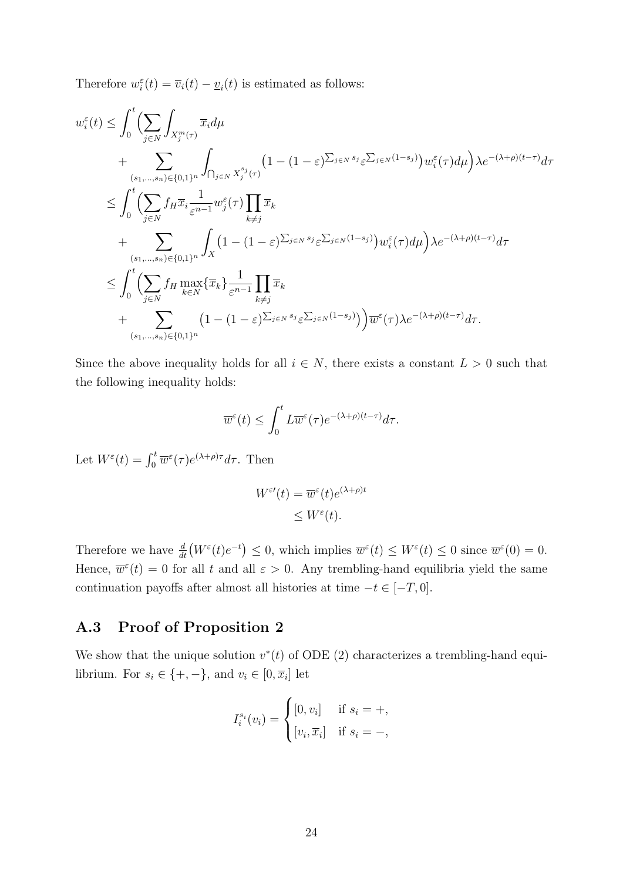Therefore $w_i^\varepsilon(t) = \overline{v}_i(t) - \underline{v}_i(t)$ is estimated as follows:

$$
\begin{aligned}
w_i^\varepsilon(t) \leq& \int_0^t \Big( \sum_{j\in N} \int_{X_j^m(\tau)} \overline{x}_i d\mu \\
&+ \sum_{(s_1,\dots,s_n)\in\{0,1\}^n} \int_{\bigcap_{j\in N} X_j^{s_j}(\tau)} \big(1-(1-\varepsilon)^{\sum_{j\in N} s_j} \varepsilon^{\sum_{j\in N}(1-s_j)}\big) w_i^\varepsilon(\tau) d\mu \Big) \lambda e^{-(\lambda+\rho)(t-\tau)} d\tau \\
\leq& \int_0^t \Big( \sum_{j\in N} f_H \overline{x}_i \frac{1}{\varepsilon^{n-1}} w_j^\varepsilon(\tau) \prod_{k\neq j} \overline{x}_k \\
&+ \sum_{(s_1,\dots,s_n)\in\{0,1\}^n} \int_X \big(1-(1-\varepsilon)^{\sum_{j\in N} s_j} \varepsilon^{\sum_{j\in N}(1-s_j)}\big) w_i^\varepsilon(\tau) d\mu \Big) \lambda e^{-(\lambda+\rho)(t-\tau)} d\tau \\
\leq& \int_0^t \Big( \sum_{j\in N} f_H \max_{k\in N}\{\overline{x}_k\} \frac{1}{\varepsilon^{n-1}} \prod_{k\neq j} \overline{x}_k \\
&+ \sum_{(s_1,\dots,s_n)\in\{0,1\}^n} \big(1-(1-\varepsilon)^{\sum_{j\in N} s_j} \varepsilon^{\sum_{j\in N}(1-s_j)}\big) \Big) \overline{w}^\varepsilon(\tau) \lambda e^{-(\lambda+\rho)(t-\tau)} d\tau.
\end{aligned}
$$

Since the above inequality holds for all $i \in N$, there exists a constant $L > 0$ such that the following inequality holds:

$$
\overline{w}^\varepsilon(t) \leq \int_0^t L \overline{w}^\varepsilon(\tau) e^{-(\lambda+\rho)(t-\tau)} d\tau.
$$

Let $W^\varepsilon(t) = \int_0^t \overline{w}^\varepsilon(\tau) e^{(\lambda+\rho)\tau} d\tau$. Then

$$
\begin{aligned}
W^{\varepsilon\prime}(t) &= \overline{w}^\varepsilon(t) e^{(\lambda+\rho)t} \\
&\leq W^\varepsilon(t).
\end{aligned}
$$

Therefore we have $\frac{d}{dt}\big(W^\varepsilon(t)e^{-t}\big) \leq 0$, which implies $\overline{w}^\varepsilon(t) \leq W^\varepsilon(t) \leq 0$ since $\overline{w}^\varepsilon(0) = 0$. Hence, $\overline{w}^\varepsilon(t) = 0$ for all $t$ and all $\varepsilon > 0$. Any trembling-hand equilibria yield the same continuation payoffs after almost all histories at time $-t \in [-T, 0]$.

## A.3 Proof of Proposition 2

We show that the unique solution $v^*(t)$ of ODE (2) characterizes a trembling-hand equilibrium. For $s_i \in \{+,-\}$, and $v_i \in [0, \overline{x}_i]$ let

$$
I_i^{s_i}(v_i) = \begin{cases} [0, v_i] & \text{if } s_i = +, \\ [v_i, \overline{x}_i] & \text{if } s_i = -, \end{cases}
$$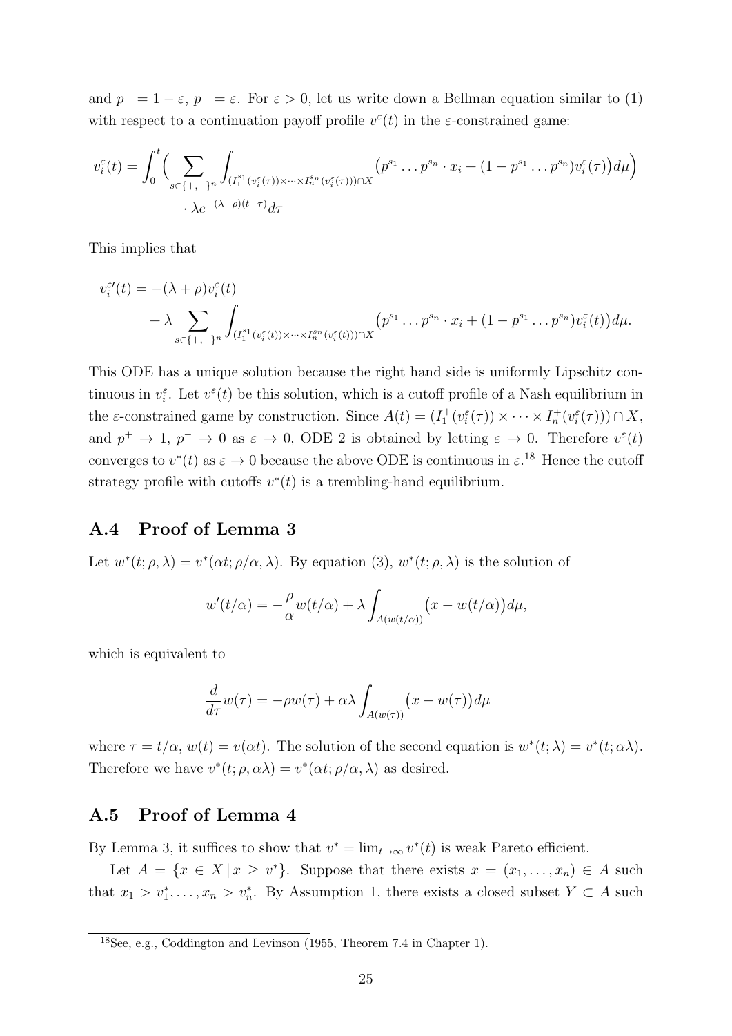and $p^+ = 1-\varepsilon$, $p^- = \varepsilon$. For $\varepsilon > 0$, let us write down a Bellman equation similar to (1) with respect to a continuation payoff profile $v^\varepsilon(t)$ in the $\varepsilon$-constrained game:

$$v_i^\varepsilon(t) = \int_0^t \Big( \sum_{s\in\{+,-\}^n} \int_{(I_1^{s_1}(v_i^\varepsilon(\tau))\times\cdots\times I_n^{s_n}(v_i^\varepsilon(\tau)))\cap X} \big(p^{s_1}\dots p^{s_n}\cdot x_i + (1-p^{s_1}\dots p^{s_n})v_i^\varepsilon(\tau)\big)d\mu\Big) \cdot \lambda e^{-(\lambda+\rho)(t-\tau)}d\tau$$

This implies that

$$v_i^{\varepsilon\prime}(t) = -(\lambda+\rho)v_i^\varepsilon(t) + \lambda \sum_{s\in\{+,-\}^n} \int_{(I_1^{s_1}(v_i^\varepsilon(t))\times\cdots\times I_n^{s_n}(v_i^\varepsilon(t)))\cap X} \big(p^{s_1}\dots p^{s_n}\cdot x_i + (1-p^{s_1}\dots p^{s_n})v_i^\varepsilon(t)\big)d\mu.$$

This ODE has a unique solution because the right hand side is uniformly Lipschitz continuous in $v_i^\varepsilon$. Let $v^\varepsilon(t)$ be this solution, which is a cutoff profile of a Nash equilibrium in the $\varepsilon$-constrained game by construction. Since $A(t) = (I_1^+(v_i^\varepsilon(\tau))\times\cdots\times I_n^+(v_i^\varepsilon(\tau)))\cap X$, and $p^+\to 1$, $p^-\to 0$ as $\varepsilon\to 0$, ODE 2 is obtained by letting $\varepsilon\to 0$. Therefore $v^\varepsilon(t)$ converges to $v^*(t)$ as $\varepsilon\to 0$ because the above ODE is continuous in $\varepsilon$.[18] Hence the cutoff strategy profile with cutoffs $v^*(t)$ is a trembling-hand equilibrium.

## A.4 Proof of Lemma 3

Let $w^*(t;\rho,\lambda) = v^*(\alpha t;\rho/\alpha,\lambda)$. By equation (3), $w^*(t;\rho,\lambda)$ is the solution of

$$w'(t/\alpha) = -\frac{\rho}{\alpha}w(t/\alpha) + \lambda\int_{A(w(t/\alpha))}\big(x - w(t/\alpha)\big)d\mu,$$

which is equivalent to

$$\frac{d}{d\tau}w(\tau) = -\rho w(\tau) + \alpha\lambda\int_{A(w(\tau))}\big(x - w(\tau)\big)d\mu$$

where $\tau = t/\alpha$, $w(t) = v(\alpha t)$. The solution of the second equation is $w^*(t;\lambda) = v^*(t;\alpha\lambda)$. Therefore we have $v^*(t;\rho,\alpha\lambda) = v^*(\alpha t;\rho/\alpha,\lambda)$ as desired.

## A.5 Proof of Lemma 4

By Lemma 3, it suffices to show that $v^* = \lim_{t\to\infty} v^*(t)$ is weak Pareto efficient.

Let $A = \{x\in X \,|\, x\geq v^*\}$. Suppose that there exists $x = (x_1,\dots,x_n)\in A$ such that $x_1 > v_1^*,\dots,x_n > v_n^*$. By Assumption 1, there exists a closed subset $Y\subset A$ such

[18] See, e.g., Coddington and Levinson (1955, Theorem 7.4 in Chapter 1).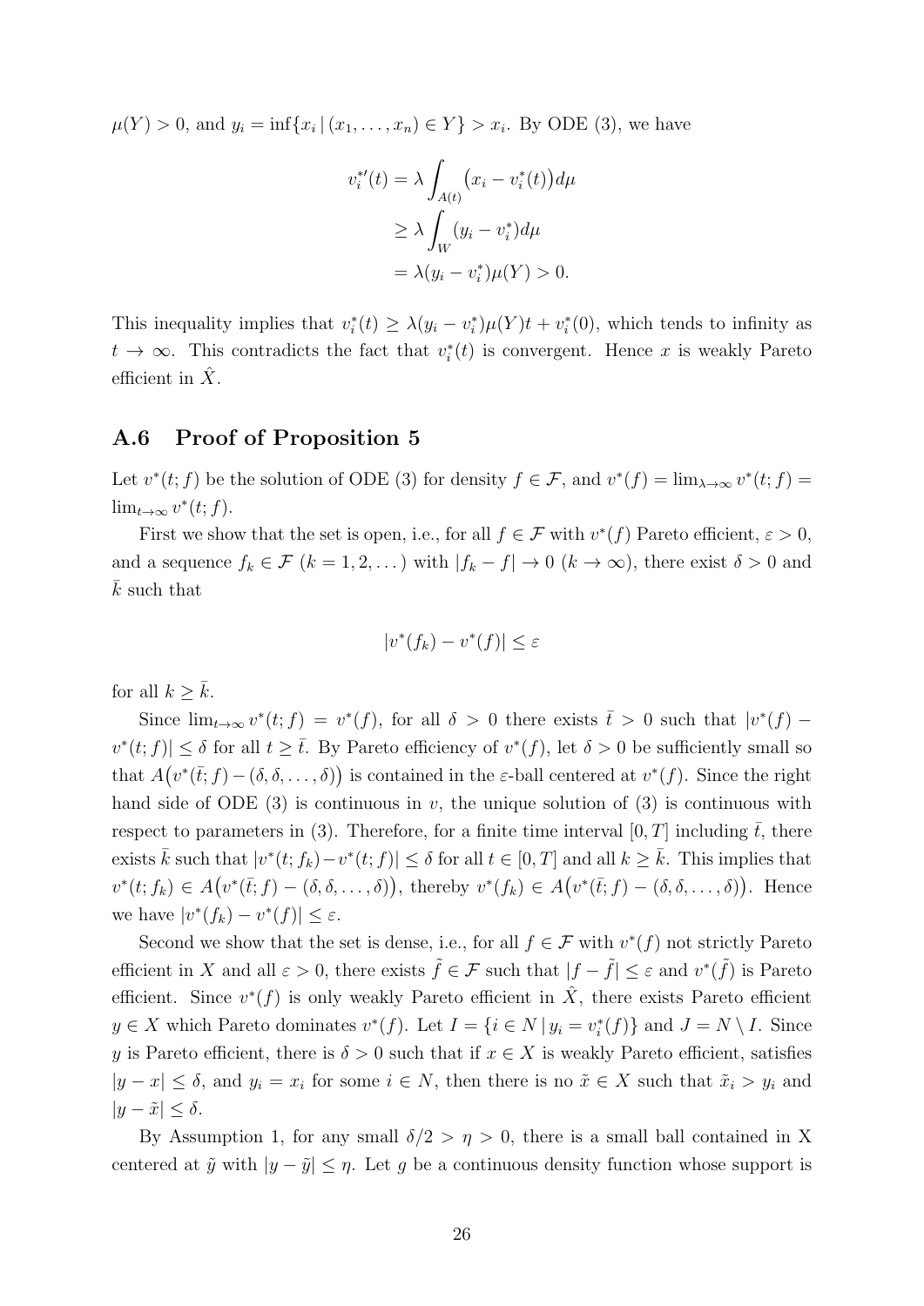$\mu(Y) > 0$, and $y_i = \inf\{x_i \,|\, (x_1, \ldots, x_n) \in Y\} > x_i$. By ODE (3), we have

$$
\begin{aligned}
v_i^{*\prime}(t) &= \lambda \int_{A(t)} \big(x_i - v_i^*(t)\big) d\mu \\
&\geq \lambda \int_W (y_i - v_i^*) d\mu \\
&= \lambda (y_i - v_i^*) \mu(Y) > 0.
\end{aligned}
$$

This inequality implies that $v_i^*(t) \geq \lambda(y_i - v_i^*)\mu(Y)t + v_i^*(0)$, which tends to infinity as $t \to \infty$. This contradicts the fact that $v_i^*(t)$ is convergent. Hence $x$ is weakly Pareto efficient in $\hat{X}$.

## A.6 Proof of Proposition 5

Let $v^*(t; f)$ be the solution of ODE (3) for density $f \in \mathcal{F}$, and $v^*(f) = \lim_{\lambda \to \infty} v^*(t; f) = \lim_{t \to \infty} v^*(t; f)$.

First we show that the set is open, i.e., for all $f \in \mathcal{F}$ with $v^*(f)$ Pareto efficient, $\varepsilon > 0$, and a sequence $f_k \in \mathcal{F}$ $(k = 1, 2, \ldots)$ with $|f_k - f| \to 0$ $(k \to \infty)$, there exist $\delta > 0$ and $\bar{k}$ such that

$$
|v^*(f_k) - v^*(f)| \leq \varepsilon
$$

for all $k \geq \bar{k}$.

Since $\lim_{t \to \infty} v^*(t; f) = v^*(f)$, for all $\delta > 0$ there exists $\bar{t} > 0$ such that $|v^*(f) - v^*(t; f)| \leq \delta$ for all $t \geq \bar{t}$. By Pareto efficiency of $v^*(f)$, let $\delta > 0$ be sufficiently small so that $A\big(v^*(\bar{t}; f) - (\delta, \delta, \ldots, \delta)\big)$ is contained in the $\varepsilon$-ball centered at $v^*(f)$. Since the right hand side of ODE (3) is continuous in $v$, the unique solution of (3) is continuous with respect to parameters in (3). Therefore, for a finite time interval $[0, T]$ including $\bar{t}$, there exists $\bar{k}$ such that $|v^*(t; f_k) - v^*(t; f)| \leq \delta$ for all $t \in [0, T]$ and all $k \geq \bar{k}$. This implies that $v^*(t; f_k) \in A\big(v^*(\bar{t}; f) - (\delta, \delta, \ldots, \delta)\big)$, thereby $v^*(f_k) \in A\big(v^*(\bar{t}; f) - (\delta, \delta, \ldots, \delta)\big)$. Hence we have $|v^*(f_k) - v^*(f)| \leq \varepsilon$.

Second we show that the set is dense, i.e., for all $f \in \mathcal{F}$ with $v^*(f)$ not strictly Pareto efficient in $X$ and all $\varepsilon > 0$, there exists $\tilde{f} \in \mathcal{F}$ such that $|f - \tilde{f}| \leq \varepsilon$ and $v^*(\tilde{f})$ is Pareto efficient. Since $v^*(f)$ is only weakly Pareto efficient in $\hat{X}$, there exists Pareto efficient $y \in X$ which Pareto dominates $v^*(f)$. Let $I = \{i \in N \,|\, y_i = v_i^*(f)\}$ and $J = N \setminus I$. Since $y$ is Pareto efficient, there is $\delta > 0$ such that if $x \in X$ is weakly Pareto efficient, satisfies $|y - x| \leq \delta$, and $y_i = x_i$ for some $i \in N$, then there is no $\tilde{x} \in X$ such that $\tilde{x}_i > y_i$ and $|y - \tilde{x}| \leq \delta$.

By Assumption 1, for any small $\delta/2 > \eta > 0$, there is a small ball contained in X centered at $\tilde{y}$ with $|y - \tilde{y}| \leq \eta$. Let $g$ be a continuous density function whose support is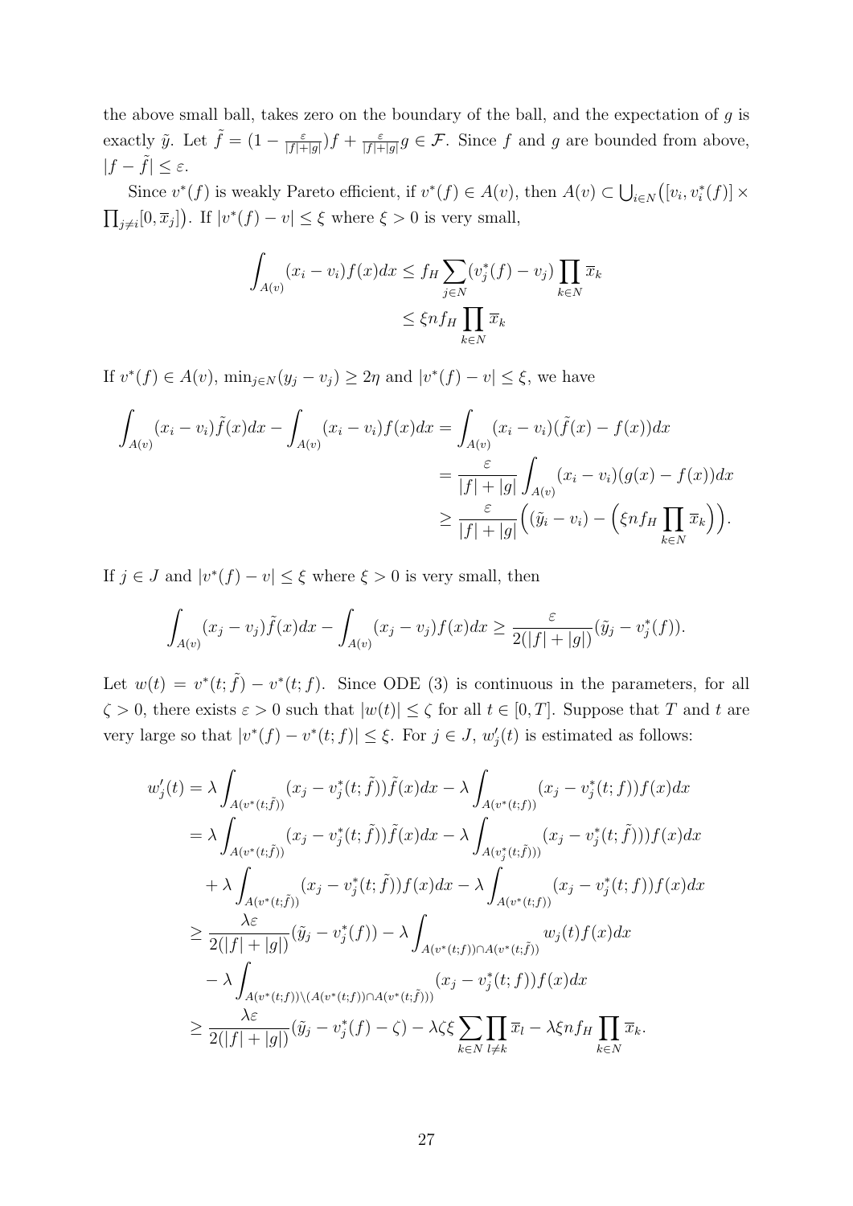the above small ball, takes zero on the boundary of the ball, and the expectation of $g$ is exactly $\tilde{y}$. Let $\tilde{f} = (1 - \frac{\varepsilon}{|f|+|g|})f + \frac{\varepsilon}{|f|+|g|}g \in \mathcal{F}$. Since $f$ and $g$ are bounded from above, $|f - \tilde{f}| \leq \varepsilon$.

Since $v^*(f)$ is weakly Pareto efficient, if $v^*(f) \in A(v)$, then $A(v) \subset \bigcup_{i \in N}\big([v_i, v_i^*(f)] \times \prod_{j \neq i}[0, \overline{x}_j]\big)$. If $|v^*(f) - v| \leq \xi$ where $\xi > 0$ is very small,

$$
\begin{aligned}
\int_{A(v)} (x_i - v_i) f(x) dx &\leq f_H \sum_{j \in N} (v_j^*(f) - v_j) \prod_{k \in N} \overline{x}_k \\
&\leq \xi n f_H \prod_{k \in N} \overline{x}_k
\end{aligned}
$$

If $v^*(f) \in A(v)$, $\min_{j \in N}(y_j - v_j) \geq 2\eta$ and $|v^*(f) - v| \leq \xi$, we have

$$
\begin{aligned}
\int_{A(v)} (x_i - v_i) \tilde{f}(x) dx - \int_{A(v)} (x_i - v_i) f(x) dx &= \int_{A(v)} (x_i - v_i)(\tilde{f}(x) - f(x)) dx \\
&= \frac{\varepsilon}{|f| + |g|} \int_{A(v)} (x_i - v_i)(g(x) - f(x)) dx \\
&\geq \frac{\varepsilon}{|f| + |g|} \Big( (\tilde{y}_i - v_i) - \Big( \xi n f_H \prod_{k \in N} \overline{x}_k \Big) \Big).
\end{aligned}
$$

If $j \in J$ and $|v^*(f) - v| \leq \xi$ where $\xi > 0$ is very small, then

$$
\int_{A(v)} (x_j - v_j) \tilde{f}(x) dx - \int_{A(v)} (x_j - v_j) f(x) dx \geq \frac{\varepsilon}{2(|f| + |g|)} (\tilde{y}_j - v_j^*(f)).
$$

Let $w(t) = v^*(t; \tilde{f}) - v^*(t; f)$. Since ODE (3) is continuous in the parameters, for all $\zeta > 0$, there exists $\varepsilon > 0$ such that $|w(t)| \leq \zeta$ for all $t \in [0, T]$. Suppose that $T$ and $t$ are very large so that $|v^*(f) - v^*(t; f)| \leq \xi$. For $j \in J$, $w_j'(t)$ is estimated as follows:

$$
\begin{aligned}
w_j'(t) &= \lambda \int_{A(v^*(t;\tilde{f}))} (x_j - v_j^*(t; \tilde{f})) \tilde{f}(x) dx - \lambda \int_{A(v^*(t;f))} (x_j - v_j^*(t; f)) f(x) dx \\
&= \lambda \int_{A(v^*(t;\tilde{f}))} (x_j - v_j^*(t; \tilde{f})) \tilde{f}(x) dx - \lambda \int_{A(v_j^*(t;\tilde{f})))} (x_j - v_j^*(t; \tilde{f}))) f(x) dx \\
&\quad + \lambda \int_{A(v^*(t;\tilde{f}))} (x_j - v_j^*(t; \tilde{f})) f(x) dx - \lambda \int_{A(v^*(t;f))} (x_j - v_j^*(t; f)) f(x) dx \\
&\geq \frac{\lambda \varepsilon}{2(|f| + |g|)} (\tilde{y}_j - v_j^*(f)) - \lambda \int_{A(v^*(t;f)) \cap A(v^*(t;\tilde{f}))} w_j(t) f(x) dx \\
&\quad - \lambda \int_{A(v^*(t;f)) \setminus (A(v^*(t;f)) \cap A(v^*(t;\tilde{f})))} (x_j - v_j^*(t; f)) f(x) dx \\
&\geq \frac{\lambda \varepsilon}{2(|f| + |g|)} (\tilde{y}_j - v_j^*(f) - \zeta) - \lambda \zeta \xi \sum_{k \in N} \prod_{l \neq k} \overline{x}_l - \lambda \xi n f_H \prod_{k \in N} \overline{x}_k.
\end{aligned}
$$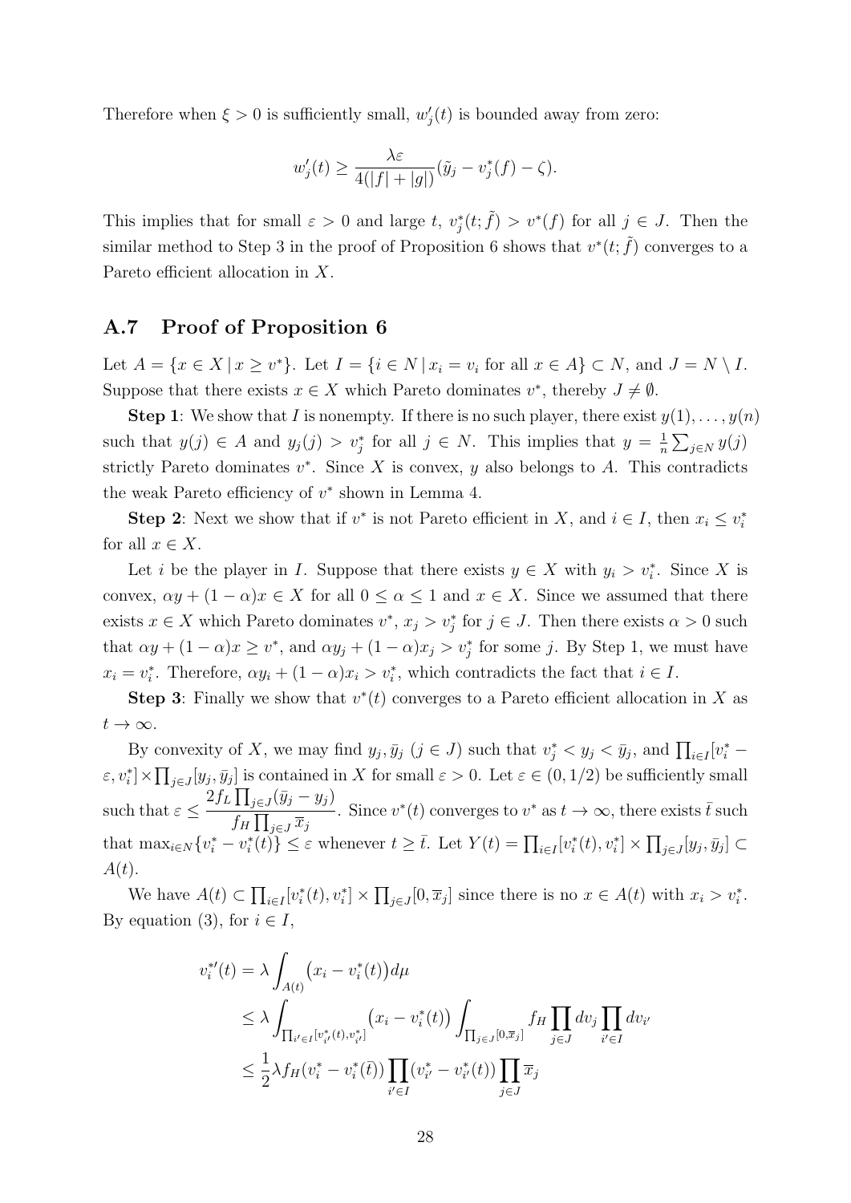Therefore when $\xi > 0$ is sufficiently small, $w_j'(t)$ is bounded away from zero:

$$w_j'(t) \geq \frac{\lambda\varepsilon}{4(|f| + |g|)}(\tilde{y}_j - v_j^*(f) - \zeta).$$

This implies that for small $\varepsilon > 0$ and large $t$, $v_j^*(t;\tilde{f}) > v^*(f)$ for all $j \in J$. Then the similar method to Step 3 in the proof of Proposition 6 shows that $v^*(t;\tilde{f})$ converges to a Pareto efficient allocation in $X$.

## A.7 Proof of Proposition 6

Let $A = \{x \in X \,|\, x \geq v^*\}$. Let $I = \{i \in N \,|\, x_i = v_i \text{ for all } x \in A\} \subset N$, and $J = N \setminus I$. Suppose that there exists $x \in X$ which Pareto dominates $v^*$, thereby $J \neq \emptyset$.

**Step 1**: We show that $I$ is nonempty. If there is no such player, there exist $y(1), \ldots, y(n)$ such that $y(j) \in A$ and $y_j(j) > v_j^*$ for all $j \in N$. This implies that $y = \frac{1}{n}\sum_{j\in N} y(j)$ strictly Pareto dominates $v^*$. Since $X$ is convex, $y$ also belongs to $A$. This contradicts the weak Pareto efficiency of $v^*$ shown in Lemma 4.

**Step 2**: Next we show that if $v^*$ is not Pareto efficient in $X$, and $i \in I$, then $x_i \leq v_i^*$ for all $x \in X$.

Let $i$ be the player in $I$. Suppose that there exists $y \in X$ with $y_i > v_i^*$. Since $X$ is convex, $\alpha y + (1-\alpha)x \in X$ for all $0 \leq \alpha \leq 1$ and $x \in X$. Since we assumed that there exists $x \in X$ which Pareto dominates $v^*$, $x_j > v_j^*$ for $j \in J$. Then there exists $\alpha > 0$ such that $\alpha y + (1-\alpha)x \geq v^*$, and $\alpha y_j + (1-\alpha)x_j > v_j^*$ for some $j$. By Step 1, we must have $x_i = v_i^*$. Therefore, $\alpha y_i + (1-\alpha)x_i > v_i^*$, which contradicts the fact that $i \in I$.

**Step 3**: Finally we show that $v^*(t)$ converges to a Pareto efficient allocation in $X$ as $t \to \infty$.

By convexity of $X$, we may find $y_j, \bar{y}_j$ $(j \in J)$ such that $v_j^* < y_j < \bar{y}_j$, and $\prod_{i\in I}[v_i^* - \varepsilon, v_i^*] \times \prod_{j\in J}[y_j, \bar{y}_j]$ is contained in $X$ for small $\varepsilon > 0$. Let $\varepsilon \in (0, 1/2)$ be sufficiently small such that $\varepsilon \leq \dfrac{2f_L \prod_{j\in J}(\bar{y}_j - y_j)}{f_H \prod_{j\in J} \overline{x}_j}$. Since $v^*(t)$ converges to $v^*$ as $t \to \infty$, there exists $\bar{t}$ such that $\max_{i\in N}\{v_i^* - v_i^*(t)\} \leq \varepsilon$ whenever $t \geq \bar{t}$. Let $Y(t) = \prod_{i\in I}[v_i^*(t), v_i^*] \times \prod_{j\in J}[y_j, \bar{y}_j] \subset A(t)$.

We have $A(t) \subset \prod_{i\in I}[v_i^*(t), v_i^*] \times \prod_{j\in J}[0, \overline{x}_j]$ since there is no $x \in A(t)$ with $x_i > v_i^*$. By equation (3), for $i \in I$,

$$\begin{aligned}
v_i^{*\prime}(t) &= \lambda \int_{A(t)} \big(x_i - v_i^*(t)\big) d\mu \\
&\leq \lambda \int_{\prod_{i'\in I}[v_{i'}^*(t), v_{i'}^*]} \big(x_i - v_i^*(t)\big) \int_{\prod_{j\in J}[0,\overline{x}_j]} f_H \prod_{j\in J} dv_j \prod_{i'\in I} dv_{i'} \\
&\leq \frac{1}{2}\lambda f_H (v_i^* - v_i^*(\bar{t})) \prod_{i'\in I}(v_{i'}^* - v_{i'}^*(t)) \prod_{j\in J} \overline{x}_j
\end{aligned}$$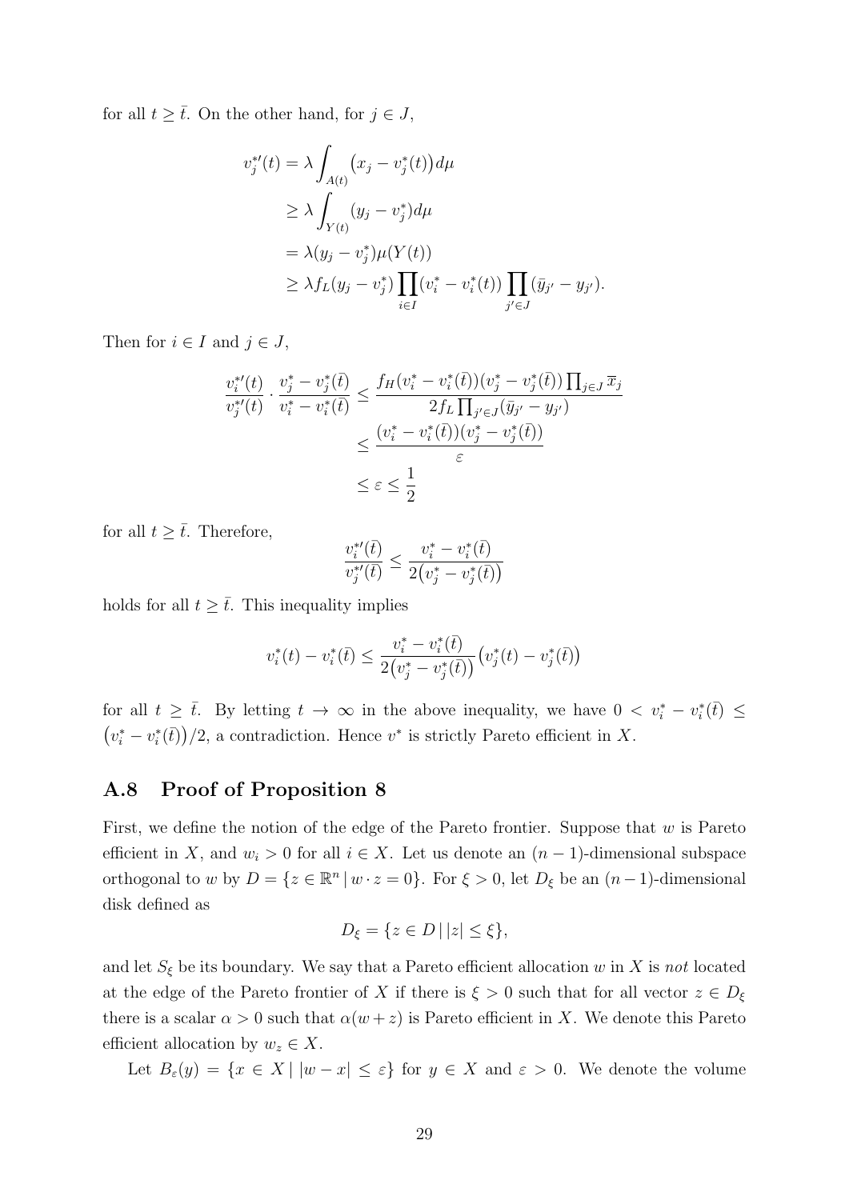for all $t \geq \bar{t}$. On the other hand, for $j \in J$,

$$
\begin{aligned}
v_j^{*\prime}(t) &= \lambda \int_{A(t)} \big(x_j - v_j^*(t)\big) d\mu \\
&\geq \lambda \int_{Y(t)} (y_j - v_j^*) d\mu \\
&= \lambda (y_j - v_j^*) \mu(Y(t)) \\
&\geq \lambda f_L (y_j - v_j^*) \prod_{i \in I} (v_i^* - v_i^*(t)) \prod_{j' \in J} (\bar{y}_{j'} - y_{j'}).
\end{aligned}
$$

Then for $i \in I$ and $j \in J$,

$$
\begin{aligned}
\frac{v_i^{*\prime}(t)}{v_j^{*\prime}(t)} \cdot \frac{v_j^* - v_j^*(\bar{t})}{v_i^* - v_i^*(\bar{t})} &\leq \frac{f_H (v_i^* - v_i^*(\bar{t}))(v_j^* - v_j^*(\bar{t})) \prod_{j \in J} \overline{x}_j}{2 f_L \prod_{j' \in J} (\bar{y}_{j'} - y_{j'})} \\
&\leq \frac{(v_i^* - v_i^*(\bar{t}))(v_j^* - v_j^*(\bar{t}))}{\varepsilon} \\
&\leq \varepsilon \leq \frac{1}{2}
\end{aligned}
$$

for all $t \geq \bar{t}$. Therefore,

$$
\frac{v_i^{*\prime}(\bar{t})}{v_j^{*\prime}(\bar{t})} \leq \frac{v_i^* - v_i^*(\bar{t})}{2\big(v_j^* - v_j^*(\bar{t})\big)}
$$

holds for all $t \geq \bar{t}$. This inequality implies

$$
v_i^*(t) - v_i^*(\bar{t}) \leq \frac{v_i^* - v_i^*(\bar{t})}{2\big(v_j^* - v_j^*(\bar{t})\big)} \big(v_j^*(t) - v_j^*(\bar{t})\big)
$$

for all $t \geq \bar{t}$. By letting $t \to \infty$ in the above inequality, we have $0 < v_i^* - v_i^*(\bar{t}) \leq \big(v_i^* - v_i^*(\bar{t})\big)/2$, a contradiction. Hence $v^*$ is strictly Pareto efficient in $X$.

## A.8 Proof of Proposition 8

First, we define the notion of the edge of the Pareto frontier. Suppose that $w$ is Pareto efficient in $X$, and $w_i > 0$ for all $i \in X$. Let us denote an $(n-1)$-dimensional subspace orthogonal to $w$ by $D = \{z \in \mathbb{R}^n \,|\, w \cdot z = 0\}$. For $\xi > 0$, let $D_\xi$ be an $(n-1)$-dimensional disk defined as

$$
D_\xi = \{z \in D \,|\, |z| \leq \xi\},
$$

and let $S_\xi$ be its boundary. We say that a Pareto efficient allocation $w$ in $X$ is *not* located at the edge of the Pareto frontier of $X$ if there is $\xi > 0$ such that for all vector $z \in D_\xi$ there is a scalar $\alpha > 0$ such that $\alpha(w + z)$ is Pareto efficient in $X$. We denote this Pareto efficient allocation by $w_z \in X$.

Let $B_\varepsilon(y) = \{x \in X \,|\, |w - x| \leq \varepsilon\}$ for $y \in X$ and $\varepsilon > 0$. We denote the volume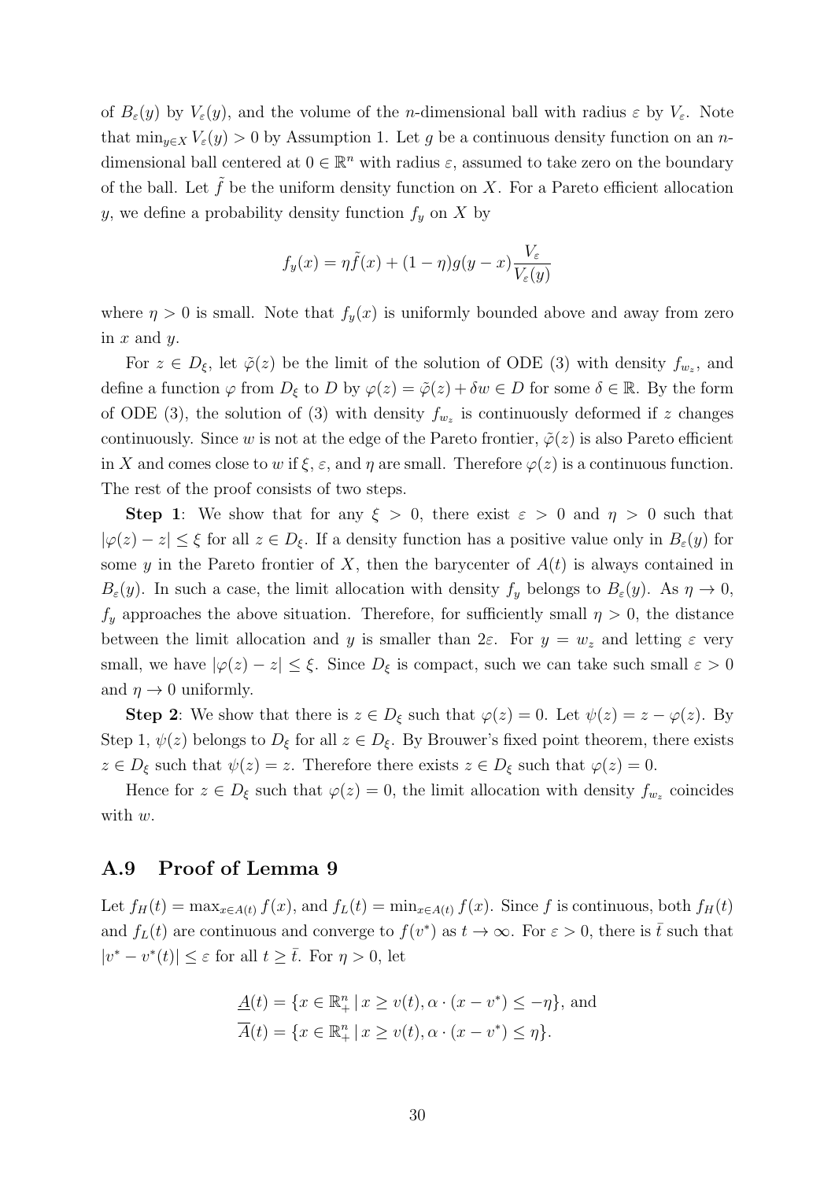of $B_\varepsilon(y)$ by $V_\varepsilon(y)$, and the volume of the $n$-dimensional ball with radius $\varepsilon$ by $V_\varepsilon$. Note that $\min_{y\in X} V_\varepsilon(y) > 0$ by Assumption 1. Let $g$ be a continuous density function on an $n$-dimensional ball centered at $0 \in \mathbb{R}^n$ with radius $\varepsilon$, assumed to take zero on the boundary of the ball. Let $\tilde{f}$ be the uniform density function on $X$. For a Pareto efficient allocation $y$, we define a probability density function $f_y$ on $X$ by

$$f_y(x) = \eta \tilde{f}(x) + (1-\eta) g(y-x) \frac{V_\varepsilon}{V_\varepsilon(y)}$$

where $\eta > 0$ is small. Note that $f_y(x)$ is uniformly bounded above and away from zero in $x$ and $y$.

For $z \in D_\xi$, let $\tilde{\varphi}(z)$ be the limit of the solution of ODE (3) with density $f_{w_z}$, and define a function $\varphi$ from $D_\xi$ to $D$ by $\varphi(z) = \tilde{\varphi}(z) + \delta w \in D$ for some $\delta \in \mathbb{R}$. By the form of ODE (3), the solution of (3) with density $f_{w_z}$ is continuously deformed if $z$ changes continuously. Since $w$ is not at the edge of the Pareto frontier, $\tilde{\varphi}(z)$ is also Pareto efficient in $X$ and comes close to $w$ if $\xi$, $\varepsilon$, and $\eta$ are small. Therefore $\varphi(z)$ is a continuous function. The rest of the proof consists of two steps.

**Step 1**: We show that for any $\xi > 0$, there exist $\varepsilon > 0$ and $\eta > 0$ such that $|\varphi(z) - z| \leq \xi$ for all $z \in D_\xi$. If a density function has a positive value only in $B_\varepsilon(y)$ for some $y$ in the Pareto frontier of $X$, then the barycenter of $A(t)$ is always contained in $B_\varepsilon(y)$. In such a case, the limit allocation with density $f_y$ belongs to $B_\varepsilon(y)$. As $\eta \to 0$, $f_y$ approaches the above situation. Therefore, for sufficiently small $\eta > 0$, the distance between the limit allocation and $y$ is smaller than $2\varepsilon$. For $y = w_z$ and letting $\varepsilon$ very small, we have $|\varphi(z) - z| \leq \xi$. Since $D_\xi$ is compact, such we can take such small $\varepsilon > 0$ and $\eta \to 0$ uniformly.

**Step 2**: We show that there is $z \in D_\xi$ such that $\varphi(z) = 0$. Let $\psi(z) = z - \varphi(z)$. By Step 1, $\psi(z)$ belongs to $D_\xi$ for all $z \in D_\xi$. By Brouwer's fixed point theorem, there exists $z \in D_\xi$ such that $\psi(z) = z$. Therefore there exists $z \in D_\xi$ such that $\varphi(z) = 0$.

Hence for $z \in D_\xi$ such that $\varphi(z) = 0$, the limit allocation with density $f_{w_z}$ coincides with $w$.

## A.9 Proof of Lemma 9

Let $f_H(t) = \max_{x\in A(t)} f(x)$, and $f_L(t) = \min_{x\in A(t)} f(x)$. Since $f$ is continuous, both $f_H(t)$ and $f_L(t)$ are continuous and converge to $f(v^*)$ as $t \to \infty$. For $\varepsilon > 0$, there is $\bar{t}$ such that $|v^* - v^*(t)| \leq \varepsilon$ for all $t \geq \bar{t}$. For $\eta > 0$, let

$$\underline{A}(t) = \{x \in \mathbb{R}^n_+ \,|\, x \geq v(t), \alpha \cdot (x - v^*) \leq -\eta\}, \text{ and}$$
$$\overline{A}(t) = \{x \in \mathbb{R}^n_+ \,|\, x \geq v(t), \alpha \cdot (x - v^*) \leq \eta\}.$$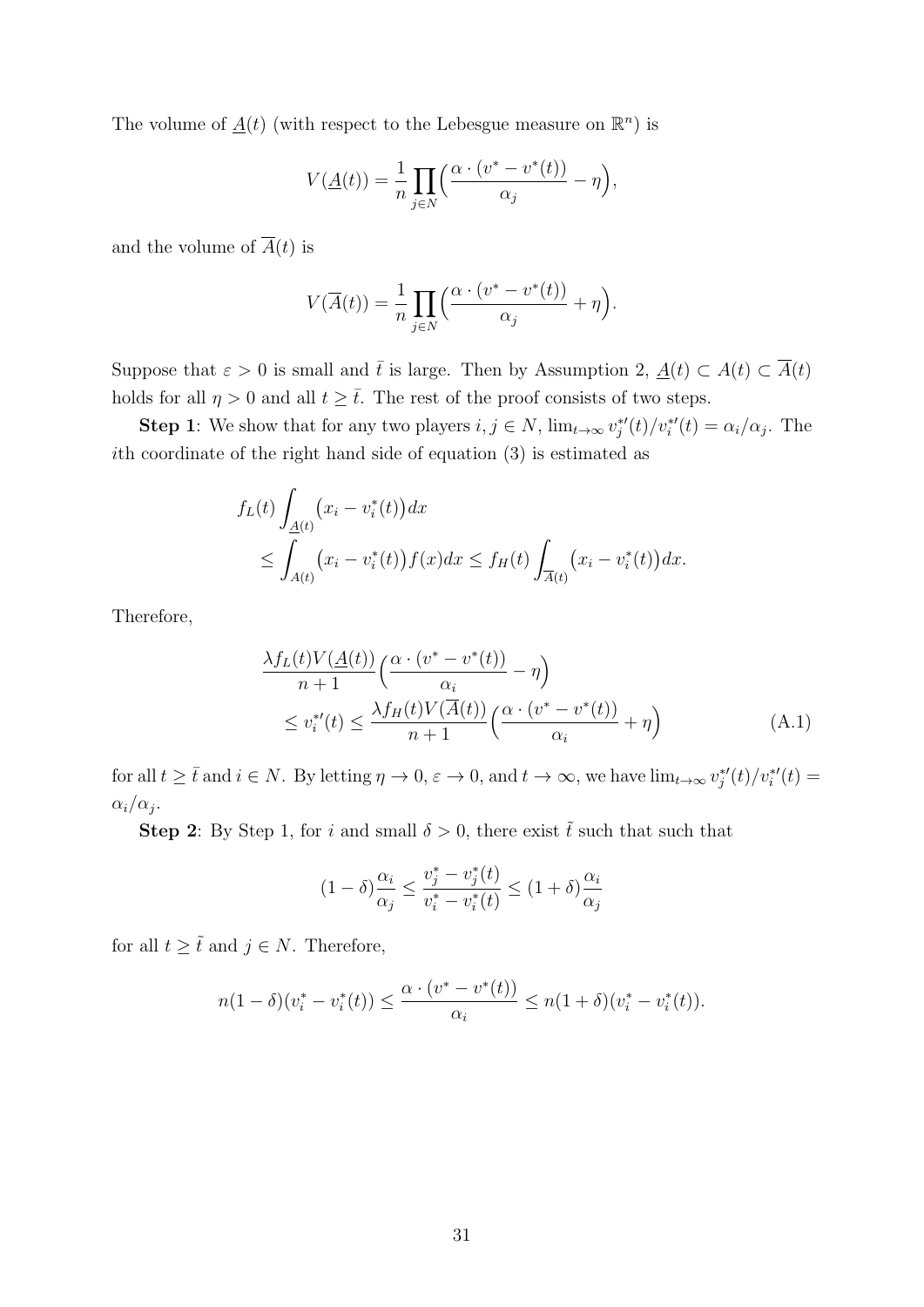The volume of $\underline{A}(t)$ (with respect to the Lebesgue measure on $\mathbb{R}^n$) is

$$V(\underline{A}(t)) = \frac{1}{n} \prod_{j \in N} \Big( \frac{\alpha \cdot (v^* - v^*(t))}{\alpha_j} - \eta \Big),$$

and the volume of $\overline{A}(t)$ is

$$V(\overline{A}(t)) = \frac{1}{n} \prod_{j \in N} \Big( \frac{\alpha \cdot (v^* - v^*(t))}{\alpha_j} + \eta \Big).$$

Suppose that $\varepsilon > 0$ is small and $\bar{t}$ is large. Then by Assumption 2, $\underline{A}(t) \subset A(t) \subset \overline{A}(t)$ holds for all $\eta > 0$ and all $t \geq \bar{t}$. The rest of the proof consists of two steps.

**Step 1**: We show that for any two players $i, j \in N$, $\lim_{t \to \infty} v_j^{*\prime}(t)/v_i^{*\prime}(t) = \alpha_i/\alpha_j$. The $i$th coordinate of the right hand side of equation (3) is estimated as

$$\begin{aligned} &f_L(t) \int_{\underline{A}(t)} \big(x_i - v_i^*(t)\big) dx \\ &\quad \leq \int_{A(t)} \big(x_i - v_i^*(t)\big) f(x) dx \leq f_H(t) \int_{\overline{A}(t)} \big(x_i - v_i^*(t)\big) dx. \end{aligned}$$

Therefore,

$$\begin{aligned} &\frac{\lambda f_L(t) V(\underline{A}(t))}{n+1} \Big( \frac{\alpha \cdot (v^* - v^*(t))}{\alpha_i} - \eta \Big) \\ &\quad \leq v_i^{*\prime}(t) \leq \frac{\lambda f_H(t) V(\overline{A}(t))}{n+1} \Big( \frac{\alpha \cdot (v^* - v^*(t))}{\alpha_i} + \eta \Big) \end{aligned} \tag{A.1}$$

for all $t \geq \bar{t}$ and $i \in N$. By letting $\eta \to 0$, $\varepsilon \to 0$, and $t \to \infty$, we have $\lim_{t \to \infty} v_j^{*\prime}(t)/v_i^{*\prime}(t) = \alpha_i/\alpha_j$.

**Step 2**: By Step 1, for $i$ and small $\delta > 0$, there exist $\tilde{t}$ such that such that

$$(1 - \delta) \frac{\alpha_i}{\alpha_j} \leq \frac{v_j^* - v_j^*(t)}{v_i^* - v_i^*(t)} \leq (1 + \delta) \frac{\alpha_i}{\alpha_j}$$

for all $t \geq \tilde{t}$ and $j \in N$. Therefore,

$$n(1 - \delta)(v_i^* - v_i^*(t)) \leq \frac{\alpha \cdot (v^* - v^*(t))}{\alpha_i} \leq n(1 + \delta)(v_i^* - v_i^*(t)).$$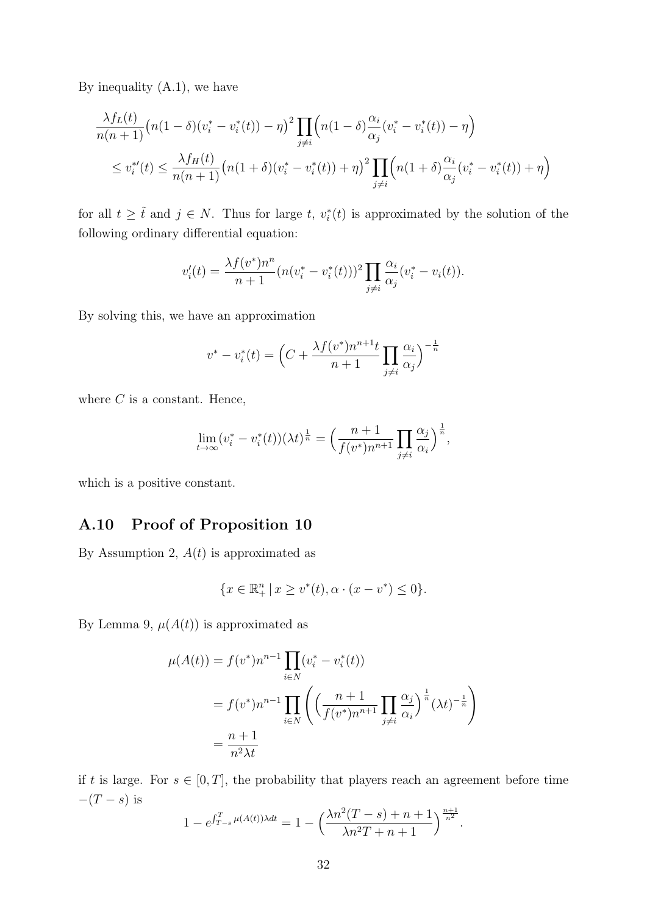By inequality (A.1), we have

$$
\begin{aligned}
&\frac{\lambda f_L(t)}{n(n+1)}\big(n(1-\delta)(v_i^* - v_i^*(t)) - \eta\big)^2 \prod_{j\neq i}\Big(n(1-\delta)\frac{\alpha_i}{\alpha_j}(v_i^* - v_i^*(t)) - \eta\Big) \\
&\quad \leq v_i^{*\prime}(t) \leq \frac{\lambda f_H(t)}{n(n+1)}\big(n(1+\delta)(v_i^* - v_i^*(t)) + \eta\big)^2 \prod_{j\neq i}\Big(n(1+\delta)\frac{\alpha_i}{\alpha_j}(v_i^* - v_i^*(t)) + \eta\Big)
\end{aligned}
$$

for all $t \geq \tilde{t}$ and $j \in N$. Thus for large $t$, $v_i^*(t)$ is approximated by the solution of the following ordinary differential equation:

$$
v_i'(t) = \frac{\lambda f(v^*) n^n}{n+1}(n(v_i^* - v_i^*(t)))^2 \prod_{j\neq i}\frac{\alpha_i}{\alpha_j}(v_i^* - v_i(t)).
$$

By solving this, we have an approximation

$$
v^* - v_i^*(t) = \Big(C + \frac{\lambda f(v^*) n^{n+1} t}{n+1}\prod_{j\neq i}\frac{\alpha_i}{\alpha_j}\Big)^{-\frac{1}{n}}
$$

where $C$ is a constant. Hence,

$$
\lim_{t\to\infty}(v_i^* - v_i^*(t))(\lambda t)^{\frac{1}{n}} = \Big(\frac{n+1}{f(v^*) n^{n+1}}\prod_{j\neq i}\frac{\alpha_j}{\alpha_i}\Big)^{\frac{1}{n}},
$$

which is a positive constant.

## A.10 Proof of Proposition 10

By Assumption 2, $A(t)$ is approximated as

$$
\{x \in \mathbb{R}^n_+ \mid x \geq v^*(t), \alpha \cdot (x - v^*) \leq 0\}.
$$

By Lemma 9, $\mu(A(t))$ is approximated as

$$
\begin{aligned}
\mu(A(t)) &= f(v^*) n^{n-1} \prod_{i\in N}(v_i^* - v_i^*(t)) \\
&= f(v^*) n^{n-1} \prod_{i\in N}\left(\Big(\frac{n+1}{f(v^*) n^{n+1}}\prod_{j\neq i}\frac{\alpha_j}{\alpha_i}\Big)^{\frac{1}{n}}(\lambda t)^{-\frac{1}{n}}\right) \\
&= \frac{n+1}{n^2 \lambda t}
\end{aligned}
$$

if $t$ is large. For $s \in [0, T]$, the probability that players reach an agreement before time $-(T-s)$ is

$$
1 - e^{\int_{T-s}^{T}\mu(A(t))\lambda dt} = 1 - \Big(\frac{\lambda n^2 (T-s) + n + 1}{\lambda n^2 T + n + 1}\Big)^{\frac{n+1}{n^2}}.
$$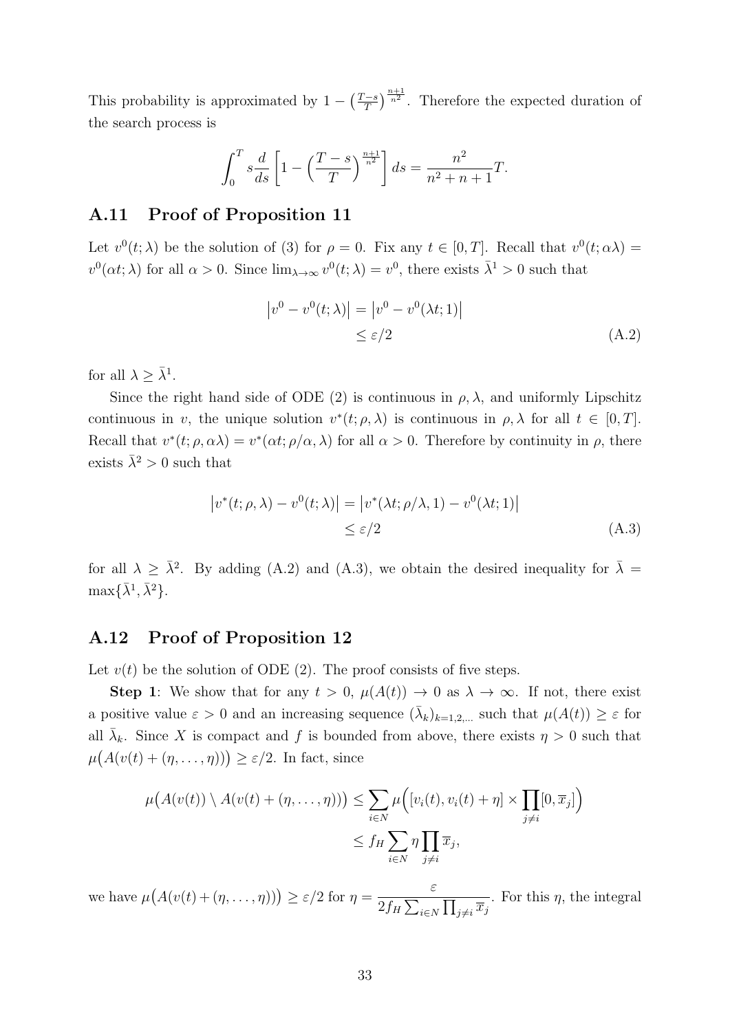This probability is approximated by $1 - \left(\frac{T-s}{T}\right)^{\frac{n+1}{n^2}}$. Therefore the expected duration of the search process is

$$\int_0^T s \frac{d}{ds}\left[1 - \left(\frac{T-s}{T}\right)^{\frac{n+1}{n^2}}\right] ds = \frac{n^2}{n^2+n+1}T.$$

## A.11 Proof of Proposition 11

Let $v^0(t;\lambda)$ be the solution of (3) for $\rho = 0$. Fix any $t \in [0, T]$. Recall that $v^0(t;\alpha\lambda) = v^0(\alpha t;\lambda)$ for all $\alpha > 0$. Since $\lim_{\lambda\to\infty} v^0(t;\lambda) = v^0$, there exists $\bar{\lambda}^1 > 0$ such that

$$\begin{aligned}\left|v^0 - v^0(t;\lambda)\right| &= \left|v^0 - v^0(\lambda t; 1)\right| \\ &\leq \varepsilon/2 \end{aligned} \tag{A.2}$$

for all $\lambda \geq \bar{\lambda}^1$.

Since the right hand side of ODE (2) is continuous in $\rho, \lambda$, and uniformly Lipschitz continuous in $v$, the unique solution $v^*(t;\rho,\lambda)$ is continuous in $\rho, \lambda$ for all $t \in [0, T]$. Recall that $v^*(t;\rho,\alpha\lambda) = v^*(\alpha t;\rho/\alpha,\lambda)$ for all $\alpha > 0$. Therefore by continuity in $\rho$, there exists $\bar{\lambda}^2 > 0$ such that

$$\begin{aligned}\left|v^*(t;\rho,\lambda) - v^0(t;\lambda)\right| &= \left|v^*(\lambda t;\rho/\lambda, 1) - v^0(\lambda t; 1)\right| \\ &\leq \varepsilon/2 \end{aligned} \tag{A.3}$$

for all $\lambda \geq \bar{\lambda}^2$. By adding (A.2) and (A.3), we obtain the desired inequality for $\bar{\lambda} = \max\{\bar{\lambda}^1, \bar{\lambda}^2\}$.

## A.12 Proof of Proposition 12

Let $v(t)$ be the solution of ODE (2). The proof consists of five steps.

**Step 1**: We show that for any $t > 0$, $\mu(A(t)) \to 0$ as $\lambda \to \infty$. If not, there exist a positive value $\varepsilon > 0$ and an increasing sequence $(\bar{\lambda}_k)_{k=1,2,\ldots}$ such that $\mu(A(t)) \geq \varepsilon$ for all $\bar{\lambda}_k$. Since $X$ is compact and $f$ is bounded from above, there exists $\eta > 0$ such that $\mu\big(A(v(t) + (\eta,\ldots,\eta))\big) \geq \varepsilon/2$. In fact, since

$$\begin{aligned}\mu\big(A(v(t)) \setminus A(v(t) + (\eta,\ldots,\eta))\big) &\leq \sum_{i\in N} \mu\Big([v_i(t), v_i(t)+\eta] \times \prod_{j\neq i}[0,\overline{x}_j]\Big) \\ &\leq f_H \sum_{i\in N} \eta \prod_{j\neq i} \overline{x}_j,\end{aligned}$$

we have $\mu\big(A(v(t) + (\eta,\ldots,\eta))\big) \geq \varepsilon/2$ for $\eta = \dfrac{\varepsilon}{2 f_H \sum_{i\in N}\prod_{j\neq i}\overline{x}_j}$. For this $\eta$, the integral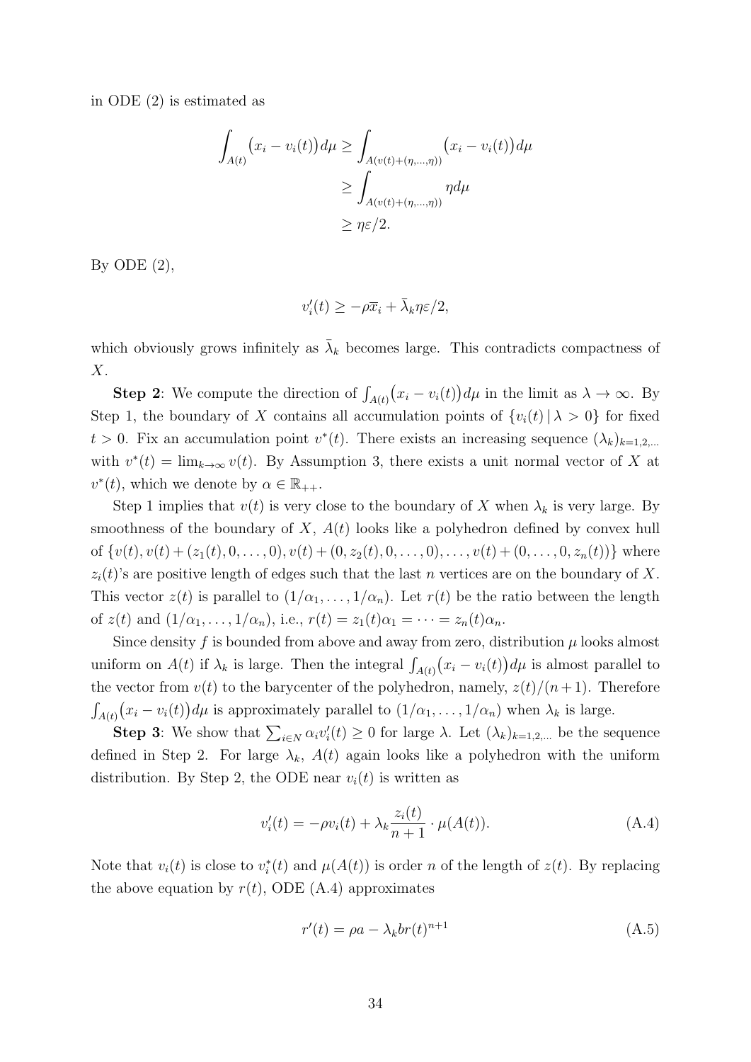in ODE (2) is estimated as

$$\begin{aligned}
\int_{A(t)} \big(x_i - v_i(t)\big) d\mu &\geq \int_{A(v(t)+(\eta,\dots,\eta))} \big(x_i - v_i(t)\big) d\mu \\
&\geq \int_{A(v(t)+(\eta,\dots,\eta))} \eta d\mu \\
&\geq \eta\varepsilon/2.
\end{aligned}$$

By ODE (2),

$$v_i'(t) \geq -\rho \overline{x}_i + \bar{\lambda}_k \eta\varepsilon/2,$$

which obviously grows infinitely as $\bar{\lambda}_k$ becomes large. This contradicts compactness of $X$.

**Step 2**: We compute the direction of $\int_{A(t)} \big(x_i - v_i(t)\big) d\mu$ in the limit as $\lambda \to \infty$. By Step 1, the boundary of $X$ contains all accumulation points of $\{v_i(t) \,|\, \lambda > 0\}$ for fixed $t > 0$. Fix an accumulation point $v^*(t)$. There exists an increasing sequence $(\lambda_k)_{k=1,2,\dots}$ with $v^*(t) = \lim_{k\to\infty} v(t)$. By Assumption 3, there exists a unit normal vector of $X$ at $v^*(t)$, which we denote by $\alpha \in \mathbb{R}_{++}$.

Step 1 implies that $v(t)$ is very close to the boundary of $X$ when $\lambda_k$ is very large. By smoothness of the boundary of $X$, $A(t)$ looks like a polyhedron defined by convex hull of $\{v(t), v(t) + (z_1(t), 0, \dots, 0), v(t) + (0, z_2(t), 0, \dots, 0), \dots, v(t) + (0, \dots, 0, z_n(t))\}$ where $z_i(t)$'s are positive length of edges such that the last $n$ vertices are on the boundary of $X$. This vector $z(t)$ is parallel to $(1/\alpha_1, \dots, 1/\alpha_n)$. Let $r(t)$ be the ratio between the length of $z(t)$ and $(1/\alpha_1, \dots, 1/\alpha_n)$, i.e., $r(t) = z_1(t)\alpha_1 = \cdots = z_n(t)\alpha_n$.

Since density $f$ is bounded from above and away from zero, distribution $\mu$ looks almost uniform on $A(t)$ if $\lambda_k$ is large. Then the integral $\int_{A(t)} \big(x_i - v_i(t)\big) d\mu$ is almost parallel to the vector from $v(t)$ to the barycenter of the polyhedron, namely, $z(t)/(n+1)$. Therefore $\int_{A(t)} \big(x_i - v_i(t)\big) d\mu$ is approximately parallel to $(1/\alpha_1, \dots, 1/\alpha_n)$ when $\lambda_k$ is large.

**Step 3**: We show that $\sum_{i\in N} \alpha_i v_i'(t) \geq 0$ for large $\lambda$. Let $(\lambda_k)_{k=1,2,\dots}$ be the sequence defined in Step 2. For large $\lambda_k$, $A(t)$ again looks like a polyhedron with the uniform distribution. By Step 2, the ODE near $v_i(t)$ is written as

$$v_i'(t) = -\rho v_i(t) + \lambda_k \frac{z_i(t)}{n+1} \cdot \mu(A(t)). \tag{A.4}$$

Note that $v_i(t)$ is close to $v_i^*(t)$ and $\mu(A(t))$ is order $n$ of the length of $z(t)$. By replacing the above equation by $r(t)$, ODE (A.4) approximates

$$r'(t) = \rho a - \lambda_k b r(t)^{n+1} \tag{A.5}$$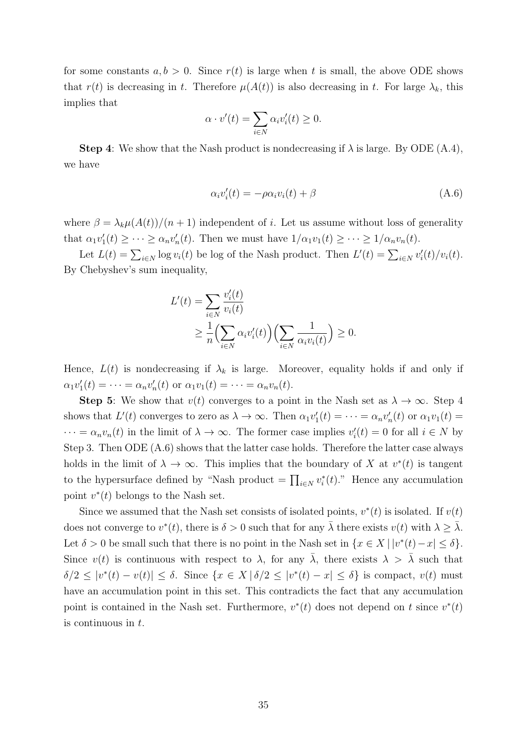for some constants $a, b > 0$. Since $r(t)$ is large when $t$ is small, the above ODE shows that $r(t)$ is decreasing in $t$. Therefore $\mu(A(t))$ is also decreasing in $t$. For large $\lambda_k$, this implies that

$$\alpha \cdot v'(t) = \sum_{i \in N} \alpha_i v_i'(t) \geq 0.$$

**Step 4**: We show that the Nash product is nondecreasing if $\lambda$ is large. By ODE (A.4), we have

$$\alpha_i v_i'(t) = -\rho \alpha_i v_i(t) + \beta \tag{A.6}$$

where $\beta = \lambda_k \mu(A(t))/(n+1)$ independent of $i$. Let us assume without loss of generality that $\alpha_1 v_1'(t) \geq \cdots \geq \alpha_n v_n'(t)$. Then we must have $1/\alpha_1 v_1(t) \geq \cdots \geq 1/\alpha_n v_n(t)$.

Let $L(t) = \sum_{i \in N} \log v_i(t)$ be log of the Nash product. Then $L'(t) = \sum_{i \in N} v_i'(t)/v_i(t)$. By Chebyshev's sum inequality,

$$\begin{aligned} L'(t) &= \sum_{i \in N} \frac{v_i'(t)}{v_i(t)} \\ &\geq \frac{1}{n} \Big( \sum_{i \in N} \alpha_i v_i'(t) \Big) \Big( \sum_{i \in N} \frac{1}{\alpha_i v_i(t)} \Big) \geq 0. \end{aligned}$$

Hence, $L(t)$ is nondecreasing if $\lambda_k$ is large. Moreover, equality holds if and only if $\alpha_1 v_1'(t) = \cdots = \alpha_n v_n'(t)$ or $\alpha_1 v_1(t) = \cdots = \alpha_n v_n(t)$.

**Step 5**: We show that $v(t)$ converges to a point in the Nash set as $\lambda \to \infty$. Step 4 shows that $L'(t)$ converges to zero as $\lambda \to \infty$. Then $\alpha_1 v_1'(t) = \cdots = \alpha_n v_n'(t)$ or $\alpha_1 v_1(t) = \cdots = \alpha_n v_n(t)$ in the limit of $\lambda \to \infty$. The former case implies $v_i'(t) = 0$ for all $i \in N$ by Step 3. Then ODE (A.6) shows that the latter case holds. Therefore the latter case always holds in the limit of $\lambda \to \infty$. This implies that the boundary of $X$ at $v^*(t)$ is tangent to the hypersurface defined by "Nash product $= \prod_{i \in N} v_i^*(t)$." Hence any accumulation point $v^*(t)$ belongs to the Nash set.

Since we assumed that the Nash set consists of isolated points, $v^*(t)$ is isolated. If $v(t)$ does not converge to $v^*(t)$, there is $\delta > 0$ such that for any $\bar{\lambda}$ there exists $v(t)$ with $\lambda \geq \bar{\lambda}$. Let $\delta > 0$ be small such that there is no point in the Nash set in $\{x \in X \,|\, |v^*(t) - x| \leq \delta\}$. Since $v(t)$ is continuous with respect to $\lambda$, for any $\bar{\lambda}$, there exists $\lambda > \bar{\lambda}$ such that $\delta/2 \leq |v^*(t) - v(t)| \leq \delta$. Since $\{x \in X \,|\, \delta/2 \leq |v^*(t) - x| \leq \delta\}$ is compact, $v(t)$ must have an accumulation point in this set. This contradicts the fact that any accumulation point is contained in the Nash set. Furthermore, $v^*(t)$ does not depend on $t$ since $v^*(t)$ is continuous in $t$.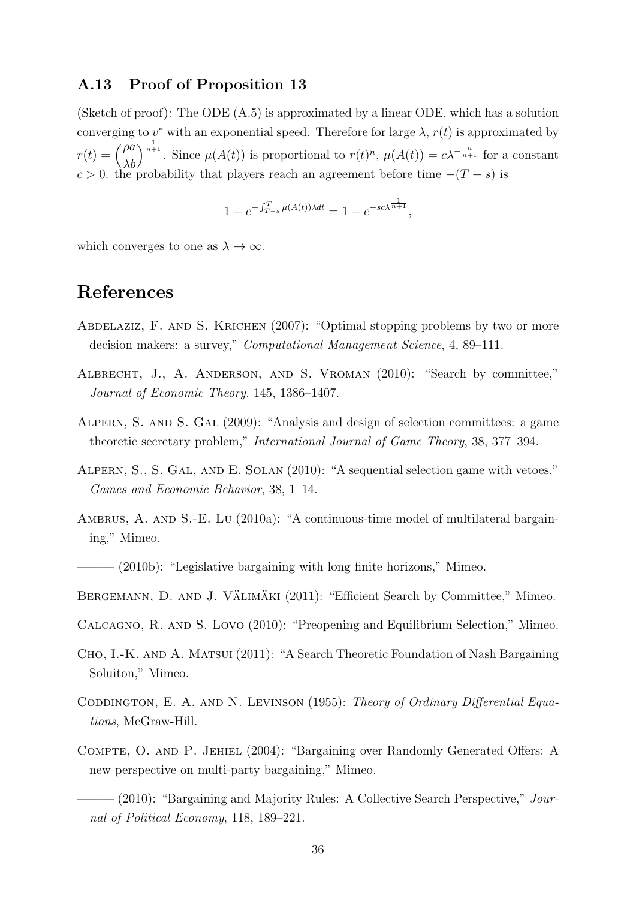### A.13 Proof of Proposition 13

(Sketch of proof): The ODE (A.5) is approximated by a linear ODE, which has a solution converging to $v^*$ with an exponential speed. Therefore for large $\lambda$, $r(t)$ is approximated by $r(t) = \left(\frac{\rho a}{\lambda b}\right)^{\frac{1}{n+1}}$. Since $\mu(A(t))$ is proportional to $r(t)^n$, $\mu(A(t)) = c\lambda^{-\frac{n}{n+1}}$ for a constant $c > 0$. the probability that players reach an agreement before time $-(T-s)$ is

$$1 - e^{-\int_{T-s}^{T} \mu(A(t))\lambda dt} = 1 - e^{-sc\lambda^{\frac{1}{n+1}}},$$

which converges to one as $\lambda \to \infty$.

## References

Abdelaziz, F. and S. Krichen (2007): "Optimal stopping problems by two or more decision makers: a survey," *Computational Management Science*, 4, 89–111.

Albrecht, J., A. Anderson, and S. Vroman (2010): "Search by committee," *Journal of Economic Theory*, 145, 1386–1407.

Alpern, S. and S. Gal (2009): "Analysis and design of selection committees: a game theoretic secretary problem," *International Journal of Game Theory*, 38, 377–394.

Alpern, S., S. Gal, and E. Solan (2010): "A sequential selection game with vetoes," *Games and Economic Behavior*, 38, 1–14.

Ambrus, A. and S.-E. Lu (2010a): "A continuous-time model of multilateral bargaining," Mimeo.

——— (2010b): "Legislative bargaining with long finite horizons," Mimeo.

Bergemann, D. and J. Välimäki (2011): "Efficient Search by Committee," Mimeo.

Calcagno, R. and S. Lovo (2010): "Preopening and Equilibrium Selection," Mimeo.

Cho, I.-K. and A. Matsui (2011): "A Search Theoretic Foundation of Nash Bargaining Soluiton," Mimeo.

Coddington, E. A. and N. Levinson (1955): *Theory of Ordinary Differential Equations*, McGraw-Hill.

Compte, O. and P. Jehiel (2004): "Bargaining over Randomly Generated Offers: A new perspective on multi-party bargaining," Mimeo.

——— (2010): "Bargaining and Majority Rules: A Collective Search Perspective," *Journal of Political Economy*, 118, 189–221.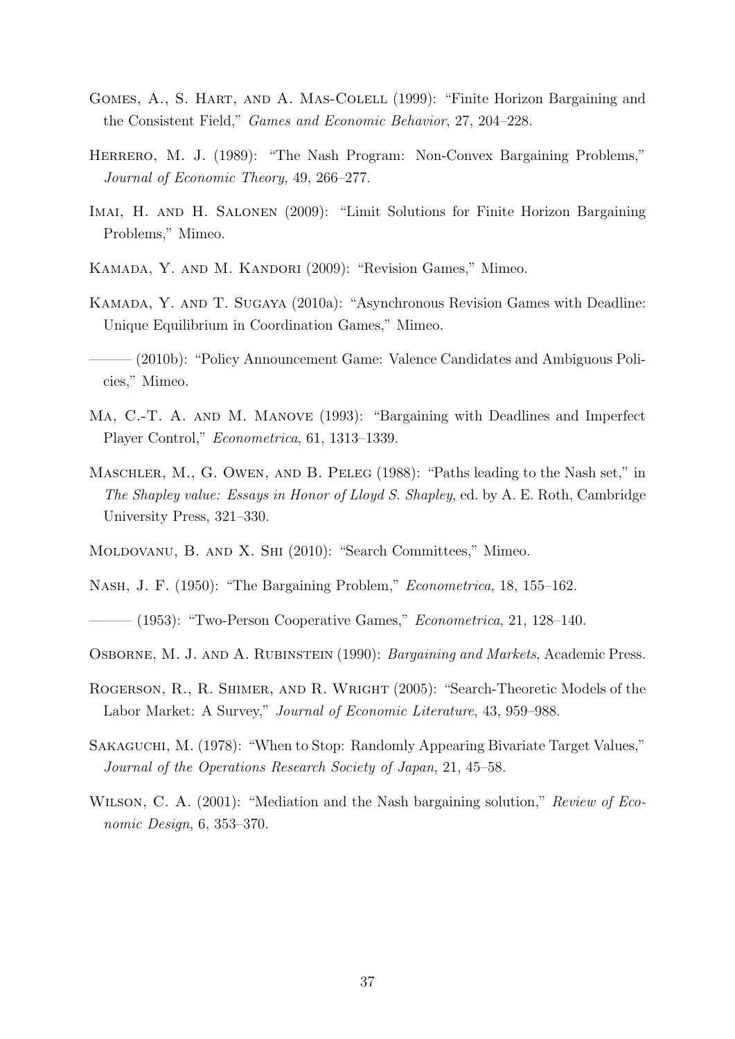Gomes, A., S. Hart, and A. Mas-Colell (1999): "Finite Horizon Bargaining and the Consistent Field," *Games and Economic Behavior*, 27, 204–228.

Herrero, M. J. (1989): "The Nash Program: Non-Convex Bargaining Problems," *Journal of Economic Theory*, 49, 266–277.

Imai, H. and H. Salonen (2009): "Limit Solutions for Finite Horizon Bargaining Problems," Mimeo.

Kamada, Y. and M. Kandori (2009): "Revision Games," Mimeo.

Kamada, Y. and T. Sugaya (2010a): "Asynchronous Revision Games with Deadline: Unique Equilibrium in Coordination Games," Mimeo.

——— (2010b): "Policy Announcement Game: Valence Candidates and Ambiguous Policies," Mimeo.

Ma, C.-T. A. and M. Manove (1993): "Bargaining with Deadlines and Imperfect Player Control," *Econometrica*, 61, 1313–1339.

Maschler, M., G. Owen, and B. Peleg (1988): "Paths leading to the Nash set," in *The Shapley value: Essays in Honor of Lloyd S. Shapley*, ed. by A. E. Roth, Cambridge University Press, 321–330.

Moldovanu, B. and X. Shi (2010): "Search Committees," Mimeo.

Nash, J. F. (1950): "The Bargaining Problem," *Econometrica*, 18, 155–162.

——— (1953): "Two-Person Cooperative Games," *Econometrica*, 21, 128–140.

Osborne, M. J. and A. Rubinstein (1990): *Bargaining and Markets*, Academic Press.

Rogerson, R., R. Shimer, and R. Wright (2005): "Search-Theoretic Models of the Labor Market: A Survey," *Journal of Economic Literature*, 43, 959–988.

Sakaguchi, M. (1978): "When to Stop: Randomly Appearing Bivariate Target Values," *Journal of the Operations Research Society of Japan*, 21, 45–58.

Wilson, C. A. (2001): "Mediation and the Nash bargaining solution," *Review of Economic Design*, 6, 353–370.